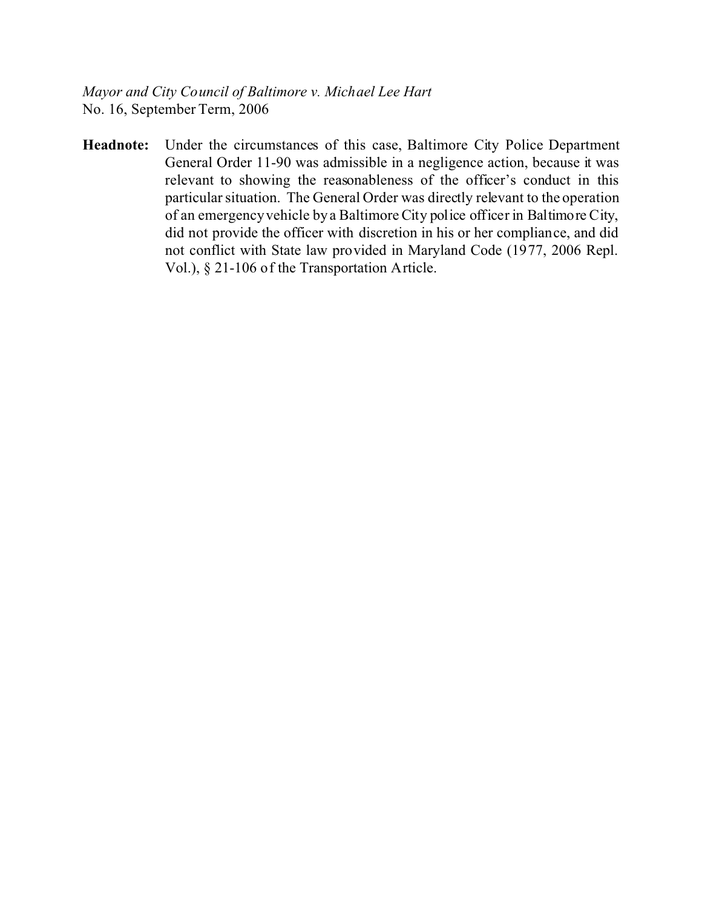*Mayor and City Council of Baltimore v. Michael Lee Hart*
No. 16, September Term, 2006

**Headnote:** Under the circumstances of this case, Baltimore City Police Department General Order 11-90 was admissible in a negligence action, because it was relevant to showing the reasonableness of the officer's conduct in this particular situation. The General Order was directly relevant to the operation of an emergency vehicle by a Baltimore City police officer in Baltimore City, did not provide the officer with discretion in his or her compliance, and did not conflict with State law provided in Maryland Code (1977, 2006 Repl. Vol.), § 21-106 of the Transportation Article.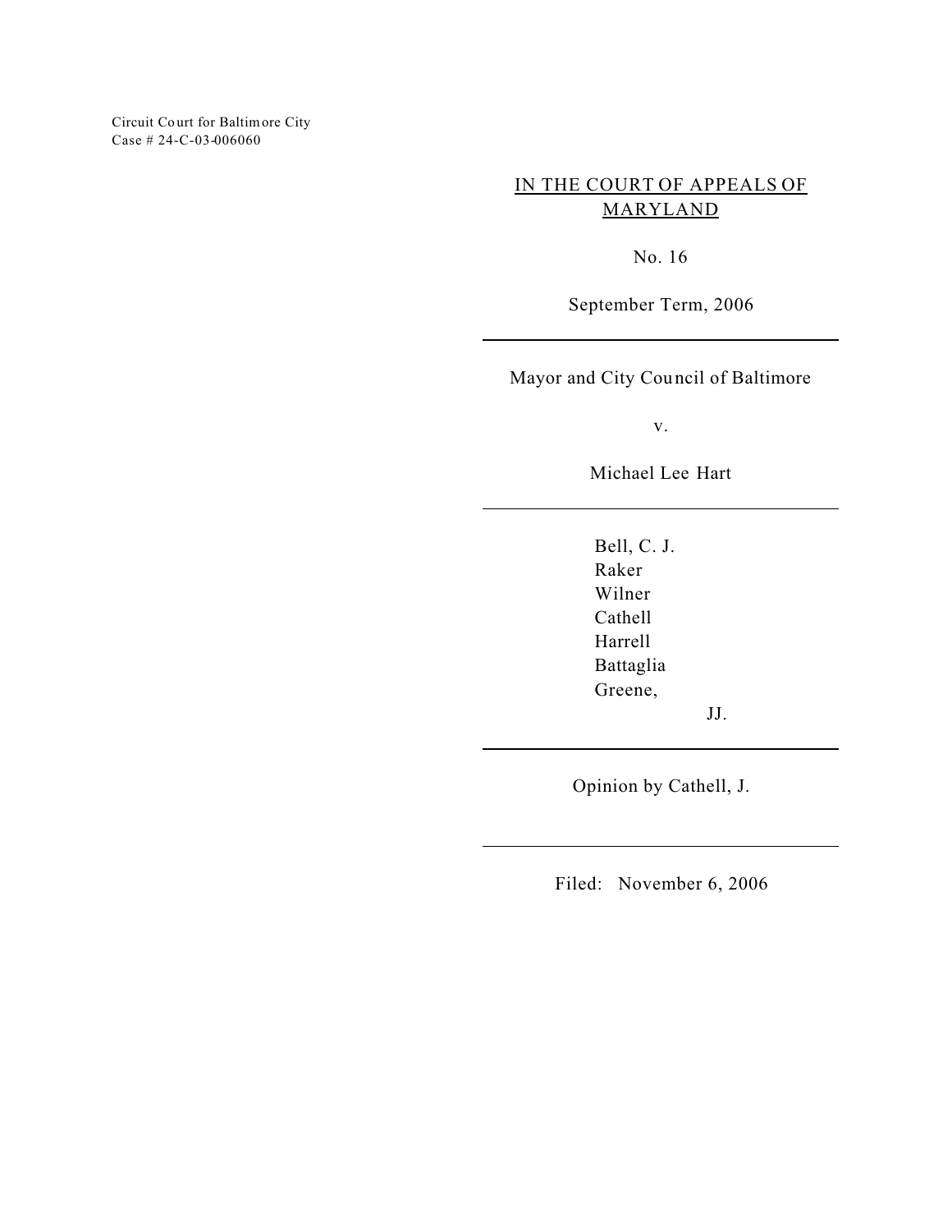Circuit Court for Baltimore City
Case # 24-C-03-006060

IN THE COURT OF APPEALS OF MARYLAND

No. 16

September Term, 2006

---

Mayor and City Council of Baltimore

v.

Michael Lee Hart

---

Bell, C. J.
Raker
Wilner
Cathell
Harrell
Battaglia
Greene,
JJ.

---

Opinion by Cathell, J.

---

Filed: November 6, 2006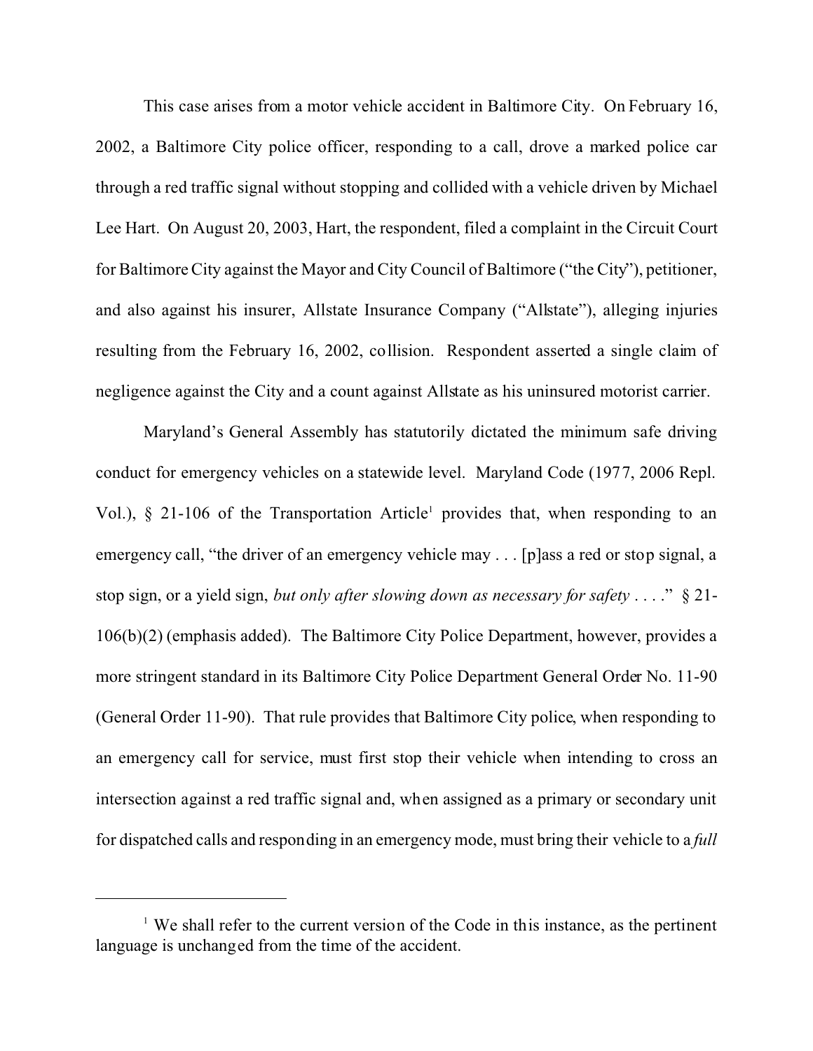This case arises from a motor vehicle accident in Baltimore City. On February 16, 2002, a Baltimore City police officer, responding to a call, drove a marked police car through a red traffic signal without stopping and collided with a vehicle driven by Michael Lee Hart. On August 20, 2003, Hart, the respondent, filed a complaint in the Circuit Court for Baltimore City against the Mayor and City Council of Baltimore ("the City"), petitioner, and also against his insurer, Allstate Insurance Company ("Allstate"), alleging injuries resulting from the February 16, 2002, collision. Respondent asserted a single claim of negligence against the City and a count against Allstate as his uninsured motorist carrier.

Maryland's General Assembly has statutorily dictated the minimum safe driving conduct for emergency vehicles on a statewide level. Maryland Code (1977, 2006 Repl. Vol.), § 21-106 of the Transportation Article[1] provides that, when responding to an emergency call, "the driver of an emergency vehicle may . . . [p]ass a red or stop signal, a stop sign, or a yield sign, *but only after slowing down as necessary for safety* . . . ." § 21-106(b)(2) (emphasis added). The Baltimore City Police Department, however, provides a more stringent standard in its Baltimore City Police Department General Order No. 11-90 (General Order 11-90). That rule provides that Baltimore City police, when responding to an emergency call for service, must first stop their vehicle when intending to cross an intersection against a red traffic signal and, when assigned as a primary or secondary unit for dispatched calls and responding in an emergency mode, must bring their vehicle to a *full*

---

[1] We shall refer to the current version of the Code in this instance, as the pertinent language is unchanged from the time of the accident.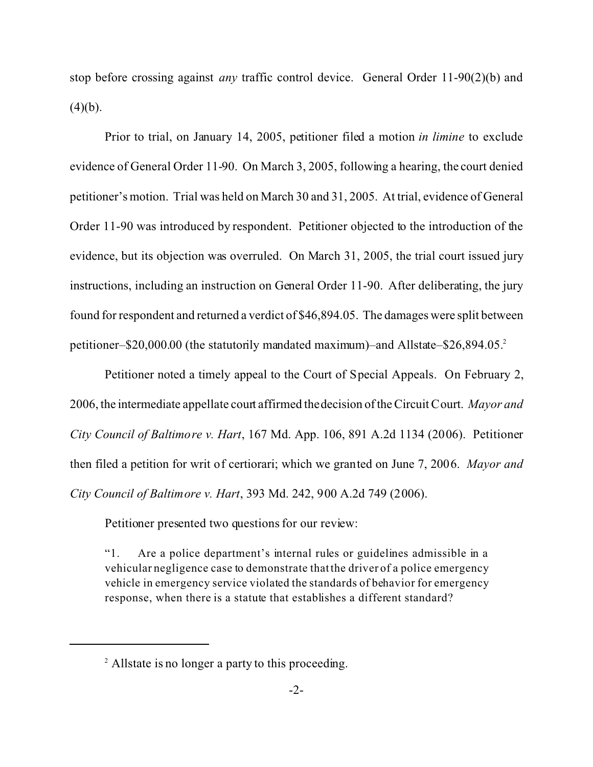stop before crossing against *any* traffic control device. General Order 11-90(2)(b) and (4)(b).

Prior to trial, on January 14, 2005, petitioner filed a motion *in limine* to exclude evidence of General Order 11-90. On March 3, 2005, following a hearing, the court denied petitioner's motion. Trial was held on March 30 and 31, 2005. At trial, evidence of General Order 11-90 was introduced by respondent. Petitioner objected to the introduction of the evidence, but its objection was overruled. On March 31, 2005, the trial court issued jury instructions, including an instruction on General Order 11-90. After deliberating, the jury found for respondent and returned a verdict of $46,894.05. The damages were split between petitioner–$20,000.00 (the statutorily mandated maximum)–and Allstate–$26,894.05.[2]

Petitioner noted a timely appeal to the Court of Special Appeals. On February 2, 2006, the intermediate appellate court affirmed the decision of the Circuit Court. *Mayor and City Council of Baltimore v. Hart*, 167 Md. App. 106, 891 A.2d 1134 (2006). Petitioner then filed a petition for writ of certiorari; which we granted on June 7, 2006. *Mayor and City Council of Baltimore v. Hart*, 393 Md. 242, 900 A.2d 749 (2006).

Petitioner presented two questions for our review:

> "1. Are a police department's internal rules or guidelines admissible in a vehicular negligence case to demonstrate that the driver of a police emergency vehicle in emergency service violated the standards of behavior for emergency response, when there is a statute that establishes a different standard?

---

[2] Allstate is no longer a party to this proceeding.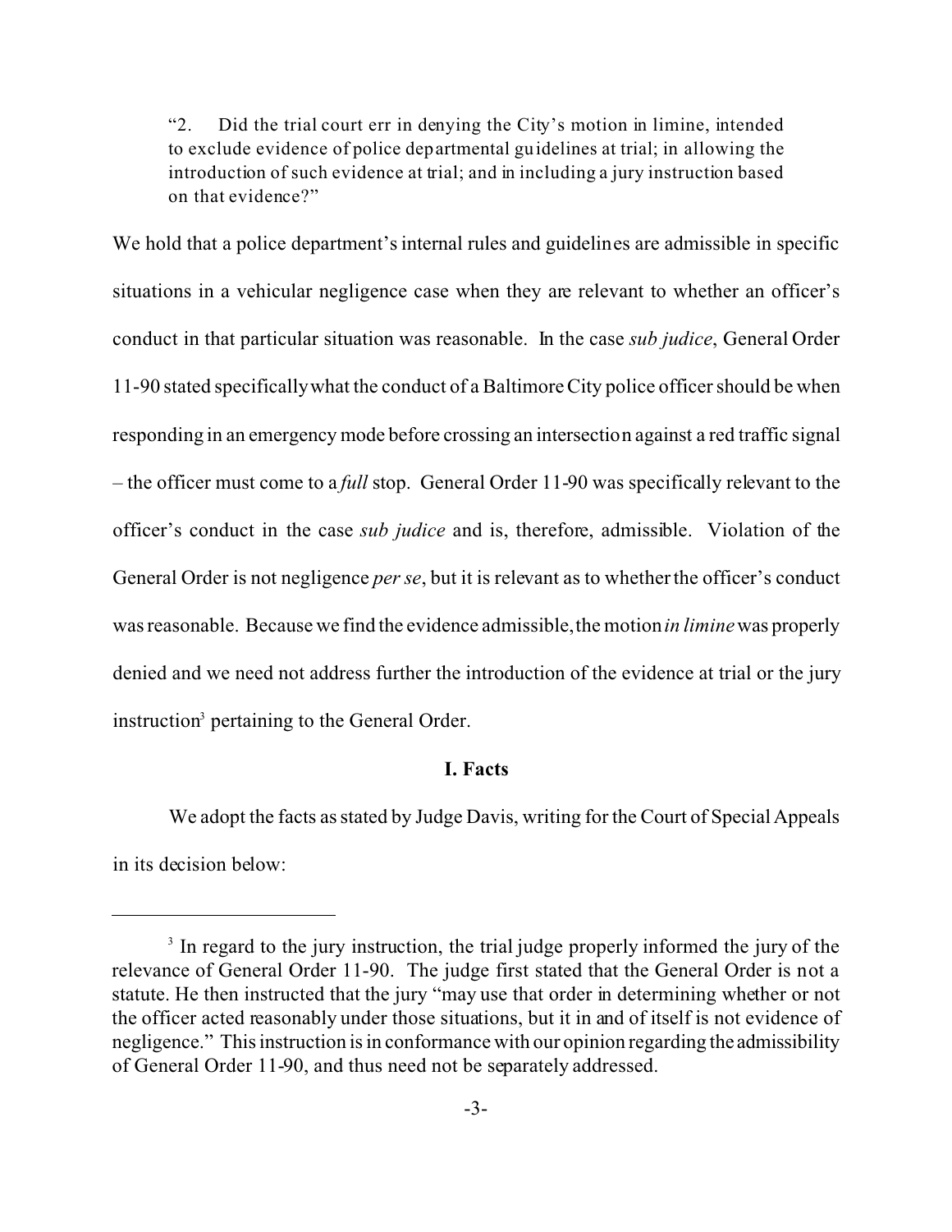> "2. Did the trial court err in denying the City's motion in limine, intended to exclude evidence of police departmental guidelines at trial; in allowing the introduction of such evidence at trial; and in including a jury instruction based on that evidence?"

We hold that a police department's internal rules and guidelines are admissible in specific situations in a vehicular negligence case when they are relevant to whether an officer's conduct in that particular situation was reasonable. In the case *sub judice*, General Order 11-90 stated specifically what the conduct of a Baltimore City police officer should be when responding in an emergency mode before crossing an intersection against a red traffic signal – the officer must come to a *full* stop. General Order 11-90 was specifically relevant to the officer's conduct in the case *sub judice* and is, therefore, admissible. Violation of the General Order is not negligence *per se*, but it is relevant as to whether the officer's conduct was reasonable. Because we find the evidence admissible, the motion *in limine* was properly denied and we need not address further the introduction of the evidence at trial or the jury instruction[3] pertaining to the General Order.

## I. Facts

We adopt the facts as stated by Judge Davis, writing for the Court of Special Appeals in its decision below:

---

[3] In regard to the jury instruction, the trial judge properly informed the jury of the relevance of General Order 11-90. The judge first stated that the General Order is not a statute. He then instructed that the jury "may use that order in determining whether or not the officer acted reasonably under those situations, but it in and of itself is not evidence of negligence." This instruction is in conformance with our opinion regarding the admissibility of General Order 11-90, and thus need not be separately addressed.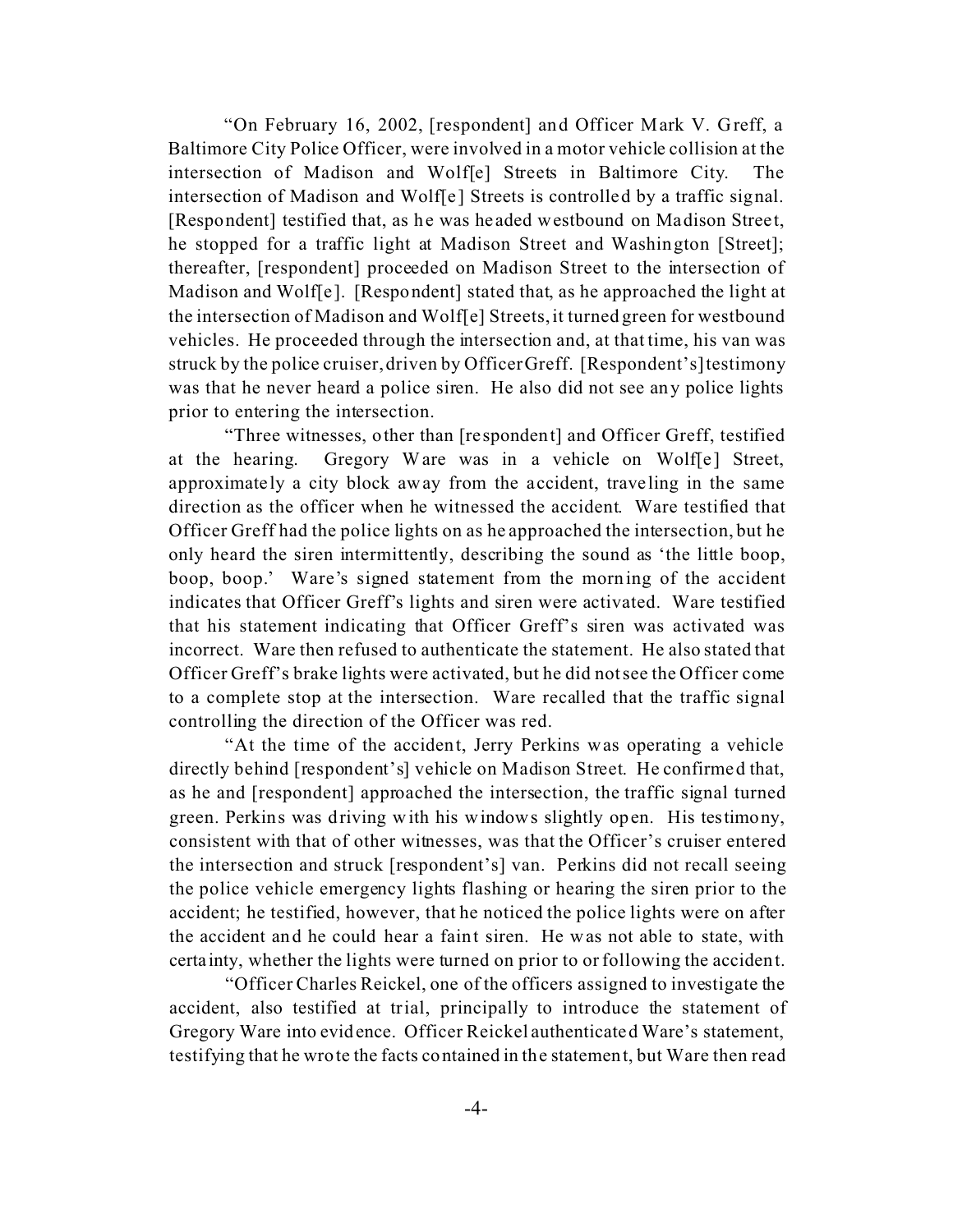"On February 16, 2002, [respondent] and Officer Mark V. Greff, a Baltimore City Police Officer, were involved in a motor vehicle collision at the intersection of Madison and Wolf[e] Streets in Baltimore City. The intersection of Madison and Wolf[e] Streets is controlled by a traffic signal. [Respondent] testified that, as he was headed westbound on Madison Street, he stopped for a traffic light at Madison Street and Washington [Street]; thereafter, [respondent] proceeded on Madison Street to the intersection of Madison and Wolf[e]. [Respondent] stated that, as he approached the light at the intersection of Madison and Wolf[e] Streets, it turned green for westbound vehicles. He proceeded through the intersection and, at that time, his van was struck by the police cruiser, driven by Officer Greff. [Respondent's] testimony was that he never heard a police siren. He also did not see any police lights prior to entering the intersection.

"Three witnesses, other than [respondent] and Officer Greff, testified at the hearing. Gregory Ware was in a vehicle on Wolf[e] Street, approximately a city block away from the accident, traveling in the same direction as the officer when he witnessed the accident. Ware testified that Officer Greff had the police lights on as he approached the intersection, but he only heard the siren intermittently, describing the sound as 'the little boop, boop, boop.' Ware's signed statement from the morning of the accident indicates that Officer Greff's lights and siren were activated. Ware testified that his statement indicating that Officer Greff's siren was activated was incorrect. Ware then refused to authenticate the statement. He also stated that Officer Greff's brake lights were activated, but he did not see the Officer come to a complete stop at the intersection. Ware recalled that the traffic signal controlling the direction of the Officer was red.

"At the time of the accident, Jerry Perkins was operating a vehicle directly behind [respondent's] vehicle on Madison Street. He confirmed that, as he and [respondent] approached the intersection, the traffic signal turned green. Perkins was driving with his windows slightly open. His testimony, consistent with that of other witnesses, was that the Officer's cruiser entered the intersection and struck [respondent's] van. Perkins did not recall seeing the police vehicle emergency lights flashing or hearing the siren prior to the accident; he testified, however, that he noticed the police lights were on after the accident and he could hear a faint siren. He was not able to state, with certainty, whether the lights were turned on prior to or following the accident.

"Officer Charles Reickel, one of the officers assigned to investigate the accident, also testified at trial, principally to introduce the statement of Gregory Ware into evidence. Officer Reickel authenticated Ware's statement, testifying that he wrote the facts contained in the statement, but Ware then read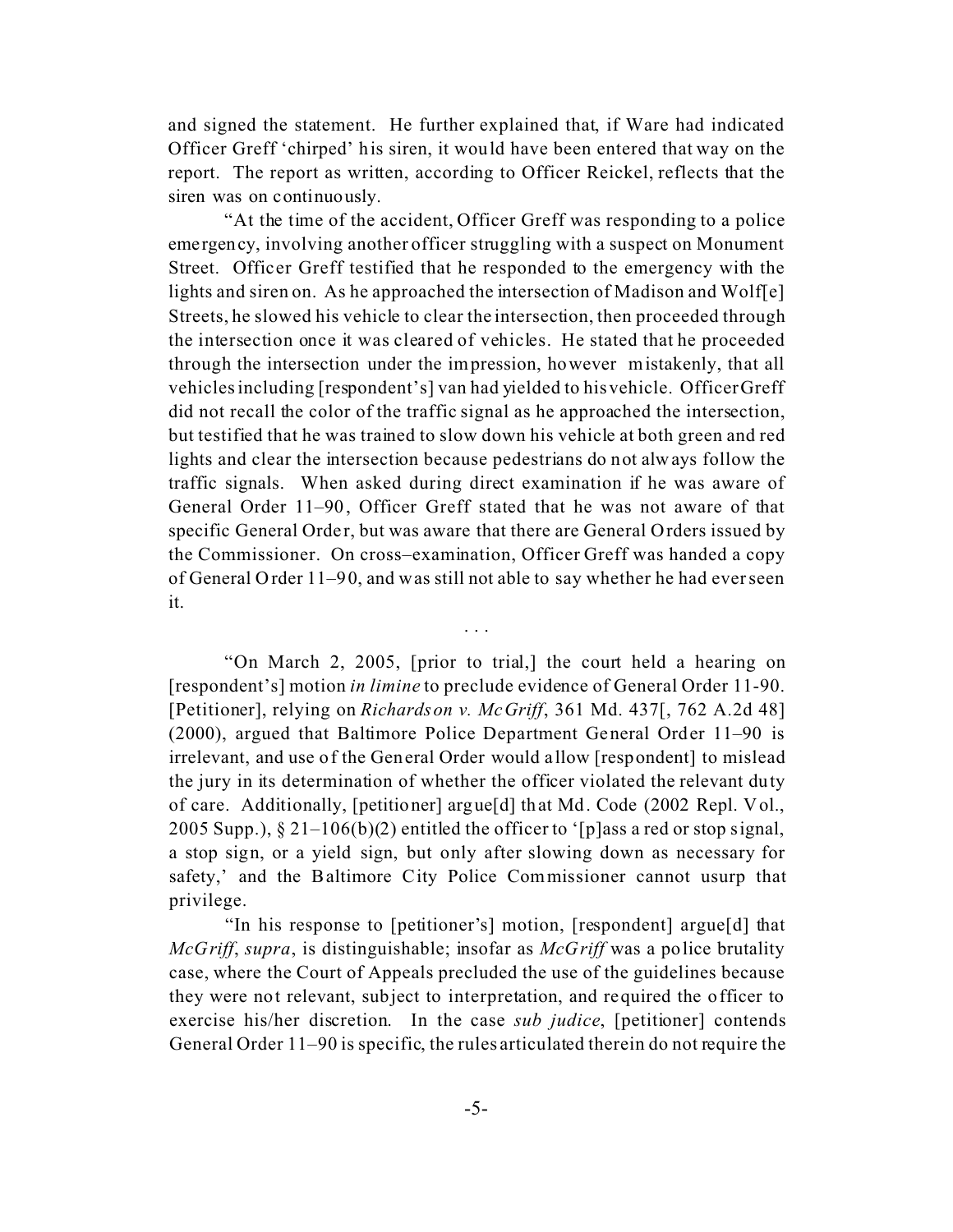and signed the statement. He further explained that, if Ware had indicated Officer Greff 'chirped' his siren, it would have been entered that way on the report. The report as written, according to Officer Reickel, reflects that the siren was on continuously.

"At the time of the accident, Officer Greff was responding to a police emergency, involving another officer struggling with a suspect on Monument Street. Officer Greff testified that he responded to the emergency with the lights and siren on. As he approached the intersection of Madison and Wolf[e] Streets, he slowed his vehicle to clear the intersection, then proceeded through the intersection once it was cleared of vehicles. He stated that he proceeded through the intersection under the impression, however mistakenly, that all vehicles including [respondent's] van had yielded to his vehicle. Officer Greff did not recall the color of the traffic signal as he approached the intersection, but testified that he was trained to slow down his vehicle at both green and red lights and clear the intersection because pedestrians do not always follow the traffic signals. When asked during direct examination if he was aware of General Order 11–90, Officer Greff stated that he was not aware of that specific General Order, but was aware that there are General Orders issued by the Commissioner. On cross–examination, Officer Greff was handed a copy of General Order 11–90, and was still not able to say whether he had ever seen it.

. . .

"On March 2, 2005, [prior to trial,] the court held a hearing on [respondent's] motion *in limine* to preclude evidence of General Order 11-90. [Petitioner], relying on *Richardson v. McGriff*, 361 Md. 437[, 762 A.2d 48] (2000), argued that Baltimore Police Department General Order 11–90 is irrelevant, and use of the General Order would allow [respondent] to mislead the jury in its determination of whether the officer violated the relevant duty of care. Additionally, [petitioner] argue[d] that Md. Code (2002 Repl. Vol., 2005 Supp.), § 21–106(b)(2) entitled the officer to '[p]ass a red or stop signal, a stop sign, or a yield sign, but only after slowing down as necessary for safety,' and the Baltimore City Police Commissioner cannot usurp that privilege.

"In his response to [petitioner's] motion, [respondent] argue[d] that *McGriff*, *supra*, is distinguishable; insofar as *McGriff* was a police brutality case, where the Court of Appeals precluded the use of the guidelines because they were not relevant, subject to interpretation, and required the officer to exercise his/her discretion. In the case *sub judice*, [petitioner] contends General Order 11–90 is specific, the rules articulated therein do not require the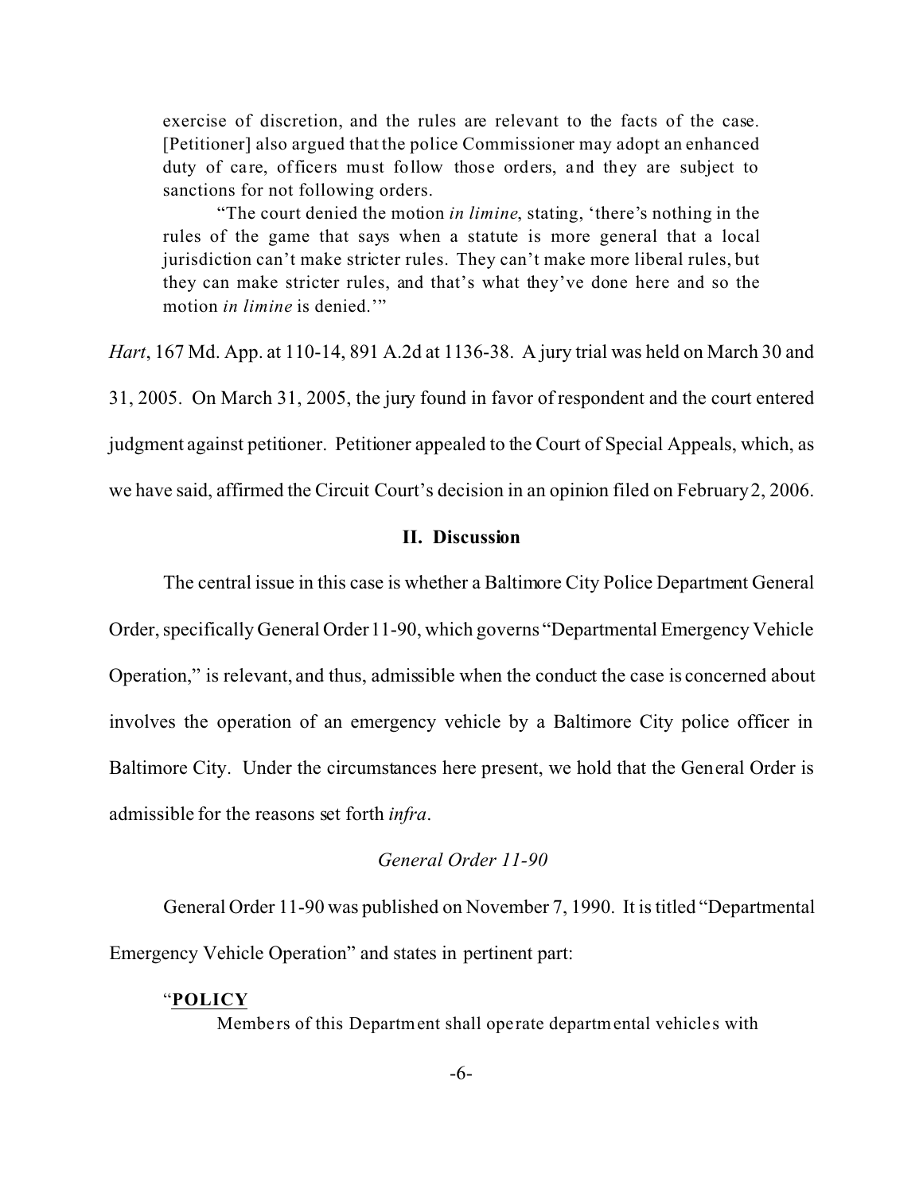> exercise of discretion, and the rules are relevant to the facts of the case. [Petitioner] also argued that the police Commissioner may adopt an enhanced duty of care, officers must follow those orders, and they are subject to sanctions for not following orders.
>
> "The court denied the motion *in limine*, stating, 'there's nothing in the rules of the game that says when a statute is more general that a local jurisdiction can't make stricter rules. They can't make more liberal rules, but they can make stricter rules, and that's what they've done here and so the motion *in limine* is denied.'"

*Hart*, 167 Md. App. at 110-14, 891 A.2d at 1136-38. A jury trial was held on March 30 and 31, 2005. On March 31, 2005, the jury found in favor of respondent and the court entered judgment against petitioner. Petitioner appealed to the Court of Special Appeals, which, as we have said, affirmed the Circuit Court's decision in an opinion filed on February 2, 2006.

## II. Discussion

The central issue in this case is whether a Baltimore City Police Department General Order, specifically General Order 11-90, which governs "Departmental Emergency Vehicle Operation," is relevant, and thus, admissible when the conduct the case is concerned about involves the operation of an emergency vehicle by a Baltimore City police officer in Baltimore City. Under the circumstances here present, we hold that the General Order is admissible for the reasons set forth *infra*.

### *General Order 11-90*

General Order 11-90 was published on November 7, 1990. It is titled "Departmental Emergency Vehicle Operation" and states in pertinent part:

> "**POLICY**
>
> Members of this Department shall operate departmental vehicles with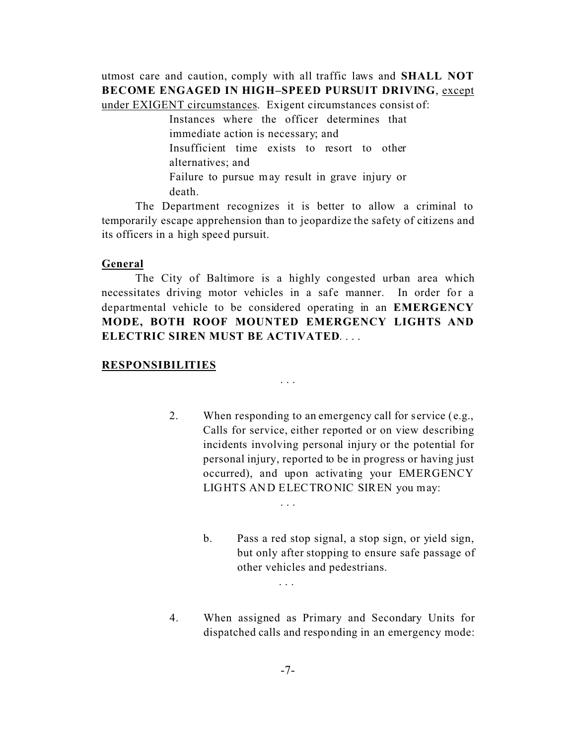utmost care and caution, comply with all traffic laws and **SHALL NOT BECOME ENGAGED IN HIGH–SPEED PURSUIT DRIVING**, <u>except under EXIGENT circumstances</u>. Exigent circumstances consist of:

> Instances where the officer determines that immediate action is necessary; and
>
> Insufficient time exists to resort to other alternatives; and
>
> Failure to pursue may result in grave injury or death.

The Department recognizes it is better to allow a criminal to temporarily escape apprehension than to jeopardize the safety of citizens and its officers in a high speed pursuit.

**<u>General</u>**

The City of Baltimore is a highly congested urban area which necessitates driving motor vehicles in a safe manner. In order for a departmental vehicle to be considered operating in an **EMERGENCY MODE, BOTH ROOF MOUNTED EMERGENCY LIGHTS AND ELECTRIC SIREN MUST BE ACTIVATED**. . . .

**<u>RESPONSIBILITIES</u>**

. . .

2. When responding to an emergency call for service (e.g., Calls for service, either reported or on view describing incidents involving personal injury or the potential for personal injury, reported to be in progress or having just occurred), and upon activating your EMERGENCY LIGHTS AND ELECTRONIC SIREN you may:

   . . .

   b. Pass a red stop signal, a stop sign, or yield sign, but only after stopping to ensure safe passage of other vehicles and pedestrians.

   . . .

4. When assigned as Primary and Secondary Units for dispatched calls and responding in an emergency mode: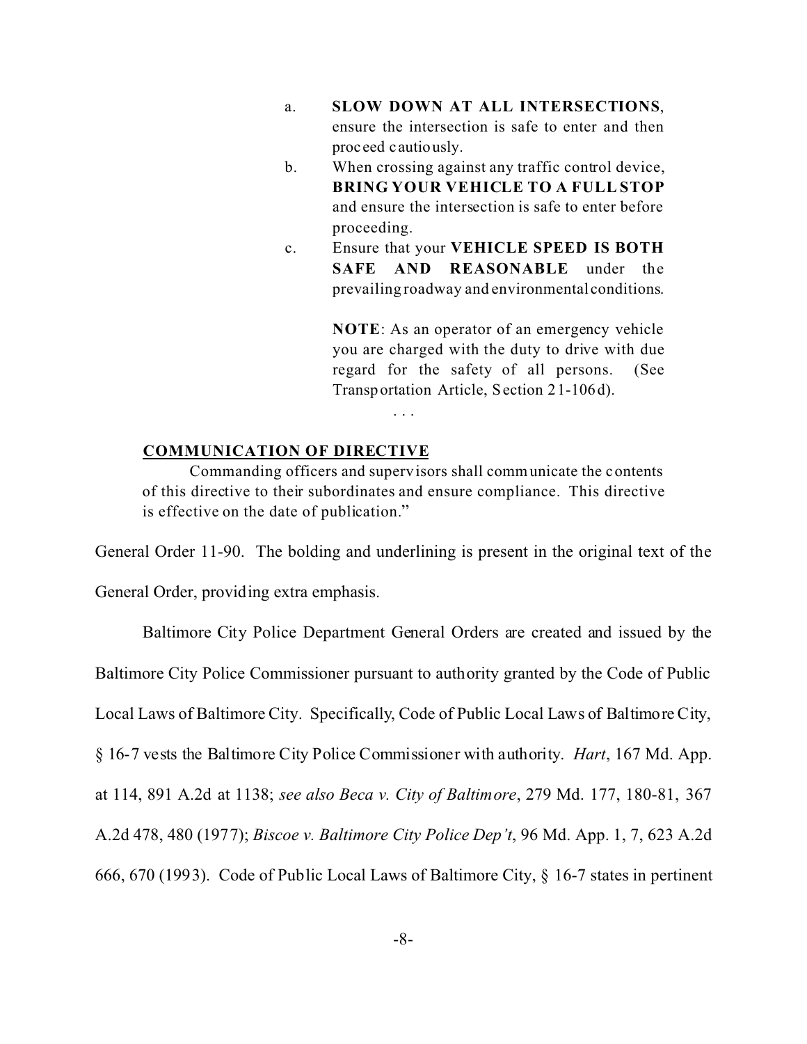> a. **SLOW DOWN AT ALL INTERSECTIONS**, ensure the intersection is safe to enter and then proceed cautiously.
>
> b. When crossing against any traffic control device, **BRING YOUR VEHICLE TO A FULL STOP** and ensure the intersection is safe to enter before proceeding.
>
> c. Ensure that your **VEHICLE SPEED IS BOTH SAFE AND REASONABLE** under the prevailing roadway and environmental conditions.
>
> **NOTE**: As an operator of an emergency vehicle you are charged with the duty to drive with due regard for the safety of all persons. (See Transportation Article, Section 21-106d).
>
> . . .
>
> **<u>COMMUNICATION OF DIRECTIVE</u>**
>
> Commanding officers and supervisors shall communicate the contents of this directive to their subordinates and ensure compliance. This directive is effective on the date of publication."

General Order 11-90. The bolding and underlining is present in the original text of the General Order, providing extra emphasis.

Baltimore City Police Department General Orders are created and issued by the Baltimore City Police Commissioner pursuant to authority granted by the Code of Public Local Laws of Baltimore City. Specifically, Code of Public Local Laws of Baltimore City, § 16-7 vests the Baltimore City Police Commissioner with authority. *Hart*, 167 Md. App. at 114, 891 A.2d at 1138; *see also Beca v. City of Baltimore*, 279 Md. 177, 180-81, 367 A.2d 478, 480 (1977); *Biscoe v. Baltimore City Police Dep't*, 96 Md. App. 1, 7, 623 A.2d 666, 670 (1993). Code of Public Local Laws of Baltimore City, § 16-7 states in pertinent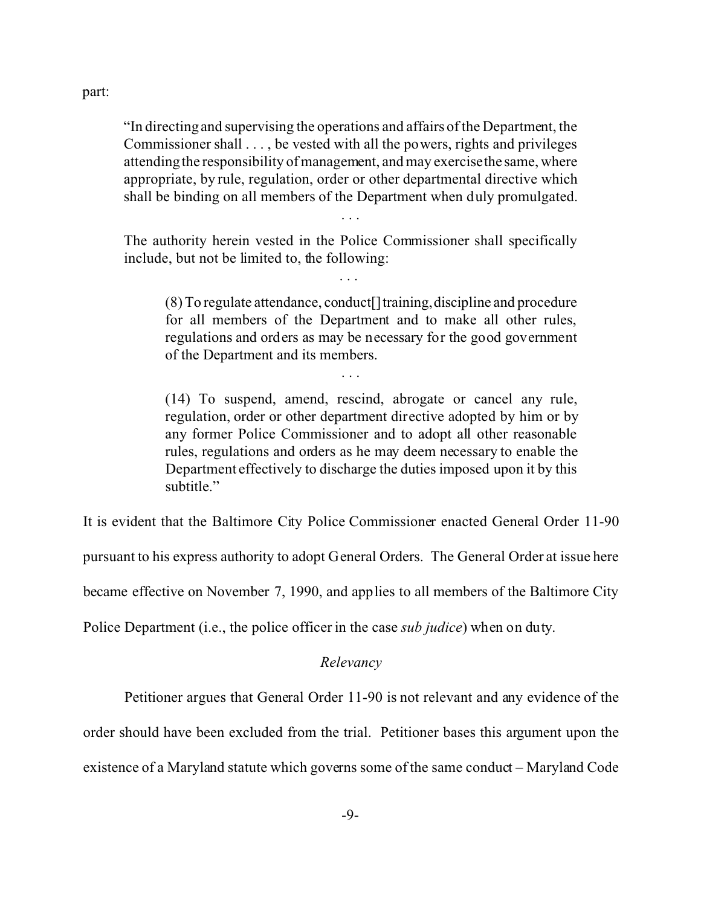part:

> "In directing and supervising the operations and affairs of the Department, the Commissioner shall . . . , be vested with all the powers, rights and privileges attending the responsibility of management, and may exercise the same, where appropriate, by rule, regulation, order or other departmental directive which shall be binding on all members of the Department when duly promulgated.
>
> . . .
>
> The authority herein vested in the Police Commissioner shall specifically include, but not be limited to, the following:
>
> . . .
>
> > (8) To regulate attendance, conduct[] training, discipline and procedure for all members of the Department and to make all other rules, regulations and orders as may be necessary for the good government of the Department and its members.
> >
> > . . .
> >
> > (14) To suspend, amend, rescind, abrogate or cancel any rule, regulation, order or other department directive adopted by him or by any former Police Commissioner and to adopt all other reasonable rules, regulations and orders as he may deem necessary to enable the Department effectively to discharge the duties imposed upon it by this subtitle."

It is evident that the Baltimore City Police Commissioner enacted General Order 11-90 pursuant to his express authority to adopt General Orders. The General Order at issue here became effective on November 7, 1990, and applies to all members of the Baltimore City Police Department (i.e., the police officer in the case *sub judice*) when on duty.

*Relevancy*

Petitioner argues that General Order 11-90 is not relevant and any evidence of the order should have been excluded from the trial. Petitioner bases this argument upon the existence of a Maryland statute which governs some of the same conduct – Maryland Code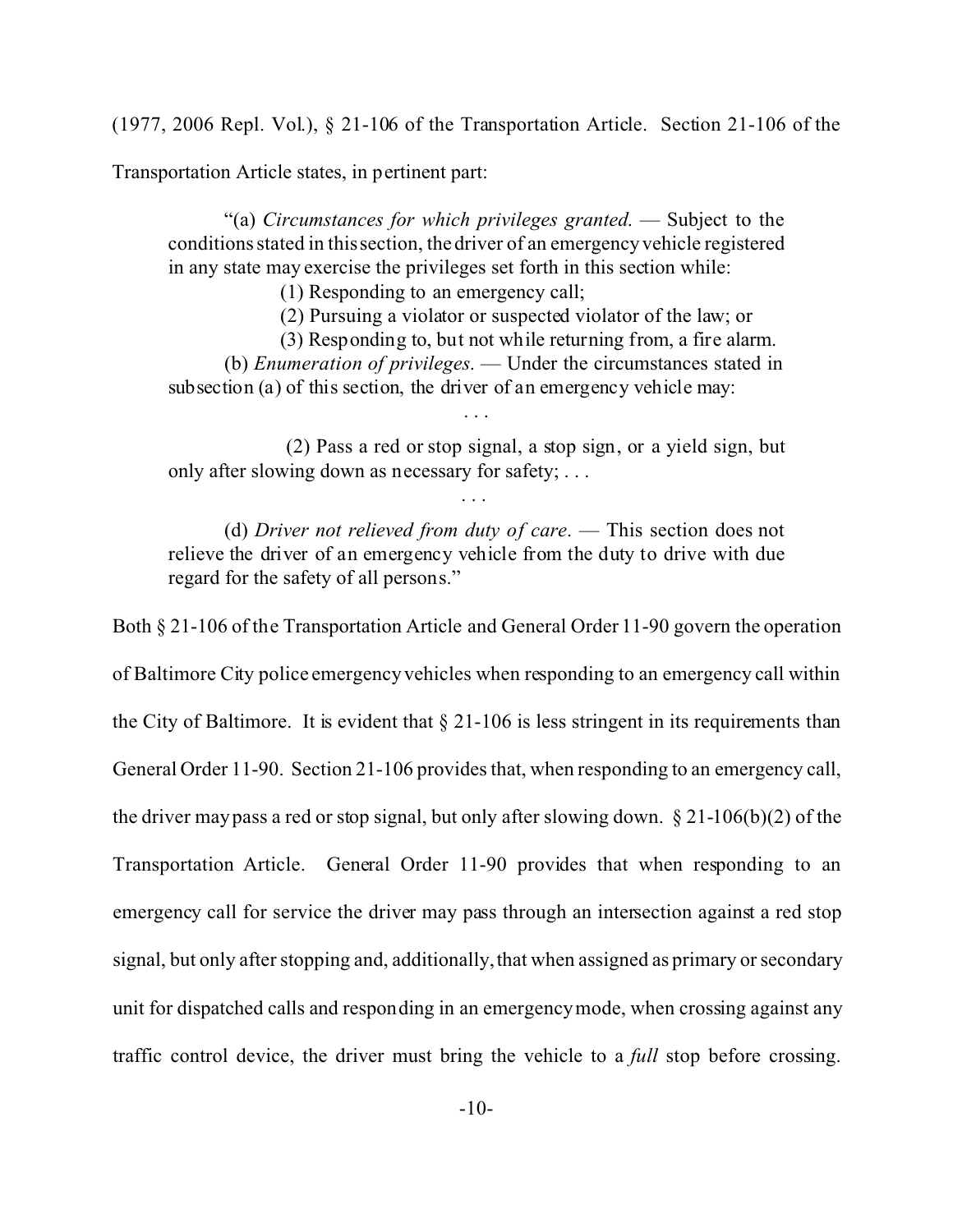(1977, 2006 Repl. Vol.), § 21-106 of the Transportation Article. Section 21-106 of the Transportation Article states, in pertinent part:

> "(a) *Circumstances for which privileges granted.* — Subject to the conditions stated in this section, the driver of an emergency vehicle registered in any state may exercise the privileges set forth in this section while:
>
> (1) Responding to an emergency call;
>
> (2) Pursuing a violator or suspected violator of the law; or
>
> (3) Responding to, but not while returning from, a fire alarm.
>
> (b) *Enumeration of privileges.* — Under the circumstances stated in subsection (a) of this section, the driver of an emergency vehicle may:
>
> . . .
>
> (2) Pass a red or stop signal, a stop sign, or a yield sign, but only after slowing down as necessary for safety; . . .
>
> . . .
>
> (d) *Driver not relieved from duty of care.* — This section does not relieve the driver of an emergency vehicle from the duty to drive with due regard for the safety of all persons."

Both § 21-106 of the Transportation Article and General Order 11-90 govern the operation of Baltimore City police emergency vehicles when responding to an emergency call within the City of Baltimore. It is evident that § 21-106 is less stringent in its requirements than General Order 11-90. Section 21-106 provides that, when responding to an emergency call, the driver may pass a red or stop signal, but only after slowing down. § 21-106(b)(2) of the Transportation Article. General Order 11-90 provides that when responding to an emergency call for service the driver may pass through an intersection against a red stop signal, but only after stopping and, additionally, that when assigned as primary or secondary unit for dispatched calls and responding in an emergency mode, when crossing against any traffic control device, the driver must bring the vehicle to a *full* stop before crossing.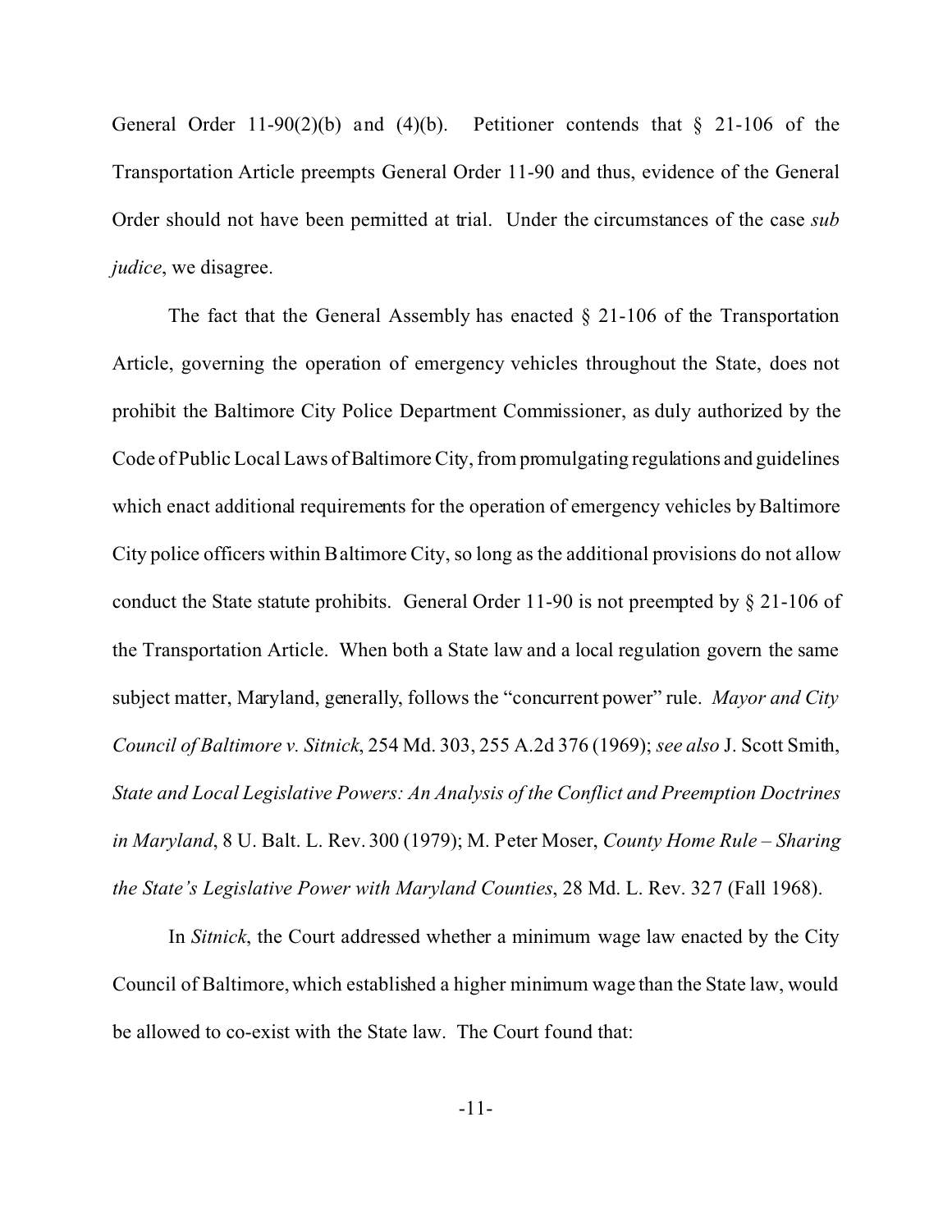General Order 11-90(2)(b) and (4)(b). Petitioner contends that § 21-106 of the Transportation Article preempts General Order 11-90 and thus, evidence of the General Order should not have been permitted at trial. Under the circumstances of the case *sub judice*, we disagree.

The fact that the General Assembly has enacted § 21-106 of the Transportation Article, governing the operation of emergency vehicles throughout the State, does not prohibit the Baltimore City Police Department Commissioner, as duly authorized by the Code of Public Local Laws of Baltimore City, from promulgating regulations and guidelines which enact additional requirements for the operation of emergency vehicles by Baltimore City police officers within Baltimore City, so long as the additional provisions do not allow conduct the State statute prohibits. General Order 11-90 is not preempted by § 21-106 of the Transportation Article. When both a State law and a local regulation govern the same subject matter, Maryland, generally, follows the "concurrent power" rule. *Mayor and City Council of Baltimore v. Sitnick*, 254 Md. 303, 255 A.2d 376 (1969); *see also* J. Scott Smith, *State and Local Legislative Powers: An Analysis of the Conflict and Preemption Doctrines in Maryland*, 8 U. Balt. L. Rev. 300 (1979); M. Peter Moser, *County Home Rule – Sharing the State's Legislative Power with Maryland Counties*, 28 Md. L. Rev. 327 (Fall 1968).

In *Sitnick*, the Court addressed whether a minimum wage law enacted by the City Council of Baltimore, which established a higher minimum wage than the State law, would be allowed to co-exist with the State law. The Court found that: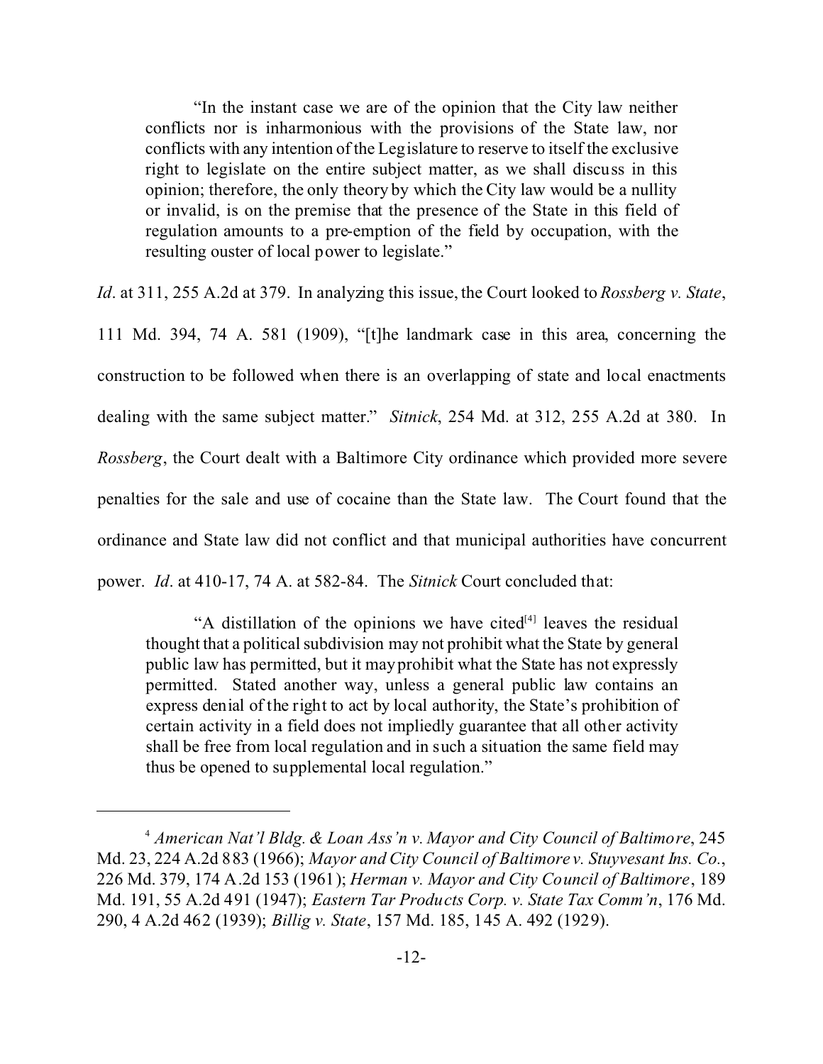> "In the instant case we are of the opinion that the City law neither conflicts nor is inharmonious with the provisions of the State law, nor conflicts with any intention of the Legislature to reserve to itself the exclusive right to legislate on the entire subject matter, as we shall discuss in this opinion; therefore, the only theory by which the City law would be a nullity or invalid, is on the premise that the presence of the State in this field of regulation amounts to a pre-emption of the field by occupation, with the resulting ouster of local power to legislate."

*Id*. at 311, 255 A.2d at 379. In analyzing this issue, the Court looked to *Rossberg v. State*, 111 Md. 394, 74 A. 581 (1909), "[t]he landmark case in this area, concerning the construction to be followed when there is an overlapping of state and local enactments dealing with the same subject matter." *Sitnick*, 254 Md. at 312, 255 A.2d at 380. In *Rossberg*, the Court dealt with a Baltimore City ordinance which provided more severe penalties for the sale and use of cocaine than the State law. The Court found that the ordinance and State law did not conflict and that municipal authorities have concurrent power. *Id*. at 410-17, 74 A. at 582-84. The *Sitnick* Court concluded that:

> "A distillation of the opinions we have cited[4] leaves the residual thought that a political subdivision may not prohibit what the State by general public law has permitted, but it may prohibit what the State has not expressly permitted. Stated another way, unless a general public law contains an express denial of the right to act by local authority, the State's prohibition of certain activity in a field does not impliedly guarantee that all other activity shall be free from local regulation and in such a situation the same field may thus be opened to supplemental local regulation."

---

[4] *American Nat'l Bldg. & Loan Ass'n v. Mayor and City Council of Baltimore*, 245 Md. 23, 224 A.2d 883 (1966); *Mayor and City Council of Baltimore v. Stuyvesant Ins. Co.*, 226 Md. 379, 174 A.2d 153 (1961); *Herman v. Mayor and City Council of Baltimore*, 189 Md. 191, 55 A.2d 491 (1947); *Eastern Tar Products Corp. v. State Tax Comm'n*, 176 Md. 290, 4 A.2d 462 (1939); *Billig v. State*, 157 Md. 185, 145 A. 492 (1929).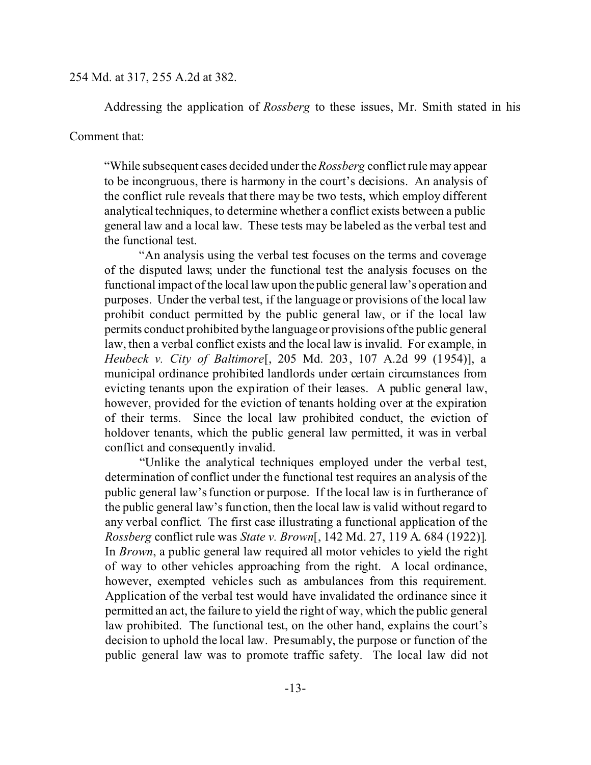254 Md. at 317, 255 A.2d at 382.

Addressing the application of *Rossberg* to these issues, Mr. Smith stated in his Comment that:

> "While subsequent cases decided under the *Rossberg* conflict rule may appear to be incongruous, there is harmony in the court's decisions. An analysis of the conflict rule reveals that there may be two tests, which employ different analytical techniques, to determine whether a conflict exists between a public general law and a local law. These tests may be labeled as the verbal test and the functional test.
>
> "An analysis using the verbal test focuses on the terms and coverage of the disputed laws; under the functional test the analysis focuses on the functional impact of the local law upon the public general law's operation and purposes. Under the verbal test, if the language or provisions of the local law prohibit conduct permitted by the public general law, or if the local law permits conduct prohibited by the language or provisions of the public general law, then a verbal conflict exists and the local law is invalid. For example, in *Heubeck v. City of Baltimore*[, 205 Md. 203, 107 A.2d 99 (1954)], a municipal ordinance prohibited landlords under certain circumstances from evicting tenants upon the expiration of their leases. A public general law, however, provided for the eviction of tenants holding over at the expiration of their terms. Since the local law prohibited conduct, the eviction of holdover tenants, which the public general law permitted, it was in verbal conflict and consequently invalid.
>
> "Unlike the analytical techniques employed under the verbal test, determination of conflict under the functional test requires an analysis of the public general law's function or purpose. If the local law is in furtherance of the public general law's function, then the local law is valid without regard to any verbal conflict. The first case illustrating a functional application of the *Rossberg* conflict rule was *State v. Brown*[, 142 Md. 27, 119 A. 684 (1922)]. In *Brown*, a public general law required all motor vehicles to yield the right of way to other vehicles approaching from the right. A local ordinance, however, exempted vehicles such as ambulances from this requirement. Application of the verbal test would have invalidated the ordinance since it permitted an act, the failure to yield the right of way, which the public general law prohibited. The functional test, on the other hand, explains the court's decision to uphold the local law. Presumably, the purpose or function of the public general law was to promote traffic safety. The local law did not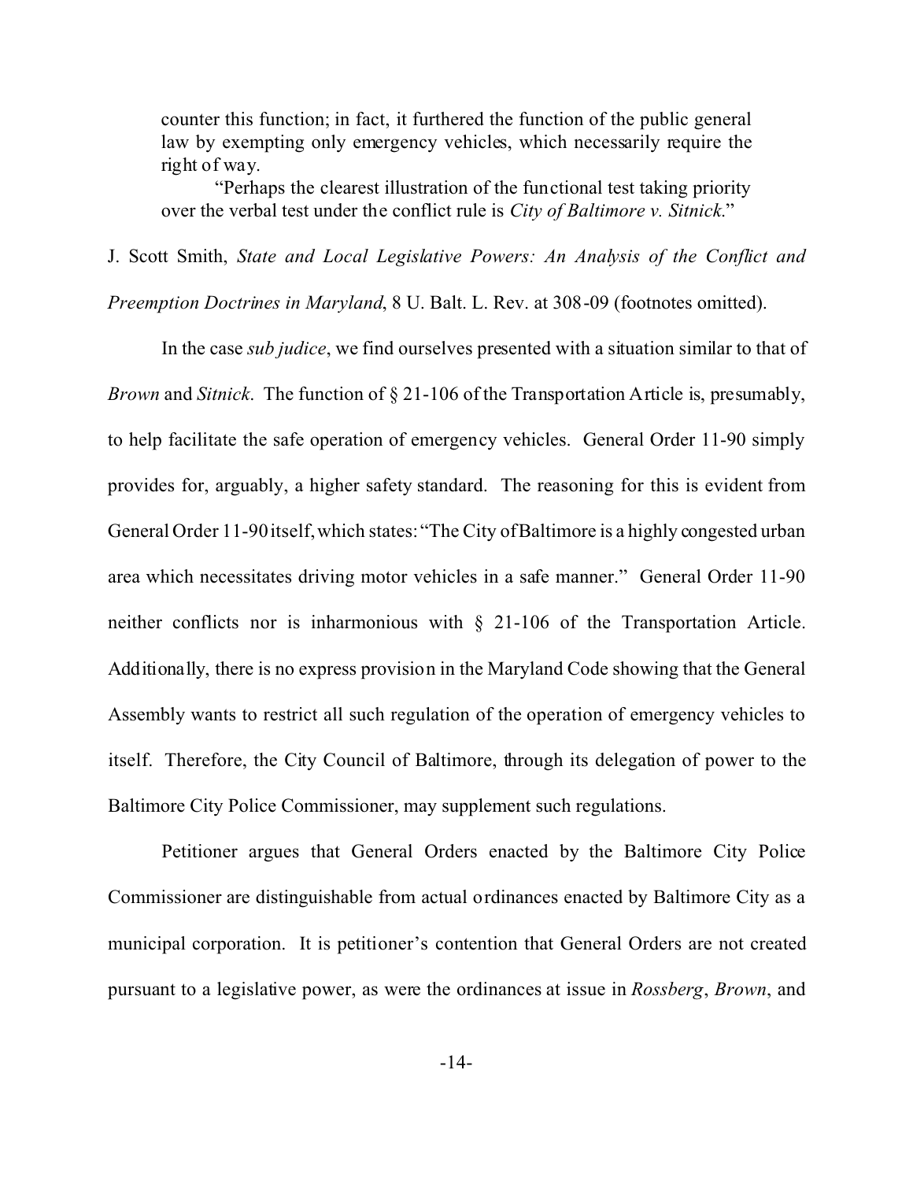> counter this function; in fact, it furthered the function of the public general law by exempting only emergency vehicles, which necessarily require the right of way.
>
> "Perhaps the clearest illustration of the functional test taking priority over the verbal test under the conflict rule is *City of Baltimore v. Sitnick*."

J. Scott Smith, *State and Local Legislative Powers: An Analysis of the Conflict and Preemption Doctrines in Maryland*, 8 U. Balt. L. Rev. at 308-09 (footnotes omitted).

In the case *sub judice*, we find ourselves presented with a situation similar to that of *Brown* and *Sitnick*. The function of § 21-106 of the Transportation Article is, presumably, to help facilitate the safe operation of emergency vehicles. General Order 11-90 simply provides for, arguably, a higher safety standard. The reasoning for this is evident from General Order 11-90 itself, which states: "The City of Baltimore is a highly congested urban area which necessitates driving motor vehicles in a safe manner." General Order 11-90 neither conflicts nor is inharmonious with § 21-106 of the Transportation Article. Additionally, there is no express provision in the Maryland Code showing that the General Assembly wants to restrict all such regulation of the operation of emergency vehicles to itself. Therefore, the City Council of Baltimore, through its delegation of power to the Baltimore City Police Commissioner, may supplement such regulations.

Petitioner argues that General Orders enacted by the Baltimore City Police Commissioner are distinguishable from actual ordinances enacted by Baltimore City as a municipal corporation. It is petitioner's contention that General Orders are not created pursuant to a legislative power, as were the ordinances at issue in *Rossberg*, *Brown*, and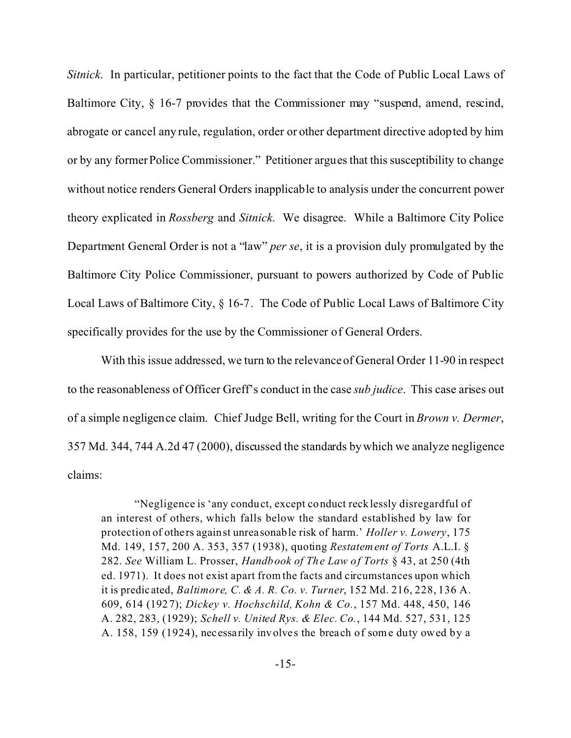*Sitnick*. In particular, petitioner points to the fact that the Code of Public Local Laws of Baltimore City, § 16-7 provides that the Commissioner may "suspend, amend, rescind, abrogate or cancel any rule, regulation, order or other department directive adopted by him or by any former Police Commissioner." Petitioner argues that this susceptibility to change without notice renders General Orders inapplicable to analysis under the concurrent power theory explicated in *Rossberg* and *Sitnick*. We disagree. While a Baltimore City Police Department General Order is not a "law" *per se*, it is a provision duly promulgated by the Baltimore City Police Commissioner, pursuant to powers authorized by Code of Public Local Laws of Baltimore City, § 16-7. The Code of Public Local Laws of Baltimore City specifically provides for the use by the Commissioner of General Orders.

With this issue addressed, we turn to the relevance of General Order 11-90 in respect to the reasonableness of Officer Greff's conduct in the case *sub judice*. This case arises out of a simple negligence claim. Chief Judge Bell, writing for the Court in *Brown v. Dermer*, 357 Md. 344, 744 A.2d 47 (2000), discussed the standards by which we analyze negligence claims:

> "Negligence is 'any conduct, except conduct recklessly disregardful of an interest of others, which falls below the standard established by law for protection of others against unreasonable risk of harm.' *Holler v. Lowery*, 175 Md. 149, 157, 200 A. 353, 357 (1938), quoting *Restatement of Torts* A.L.I. § 282. *See* William L. Prosser, *Handbook of The Law of Torts* § 43, at 250 (4th ed. 1971). It does not exist apart from the facts and circumstances upon which it is predicated, *Baltimore, C. & A. R. Co. v. Turner*, 152 Md. 216, 228, 136 A. 609, 614 (1927); *Dickey v. Hochschild, Kohn & Co.*, 157 Md. 448, 450, 146 A. 282, 283, (1929); *Schell v. United Rys. & Elec. Co.*, 144 Md. 527, 531, 125 A. 158, 159 (1924), necessarily involves the breach of some duty owed by a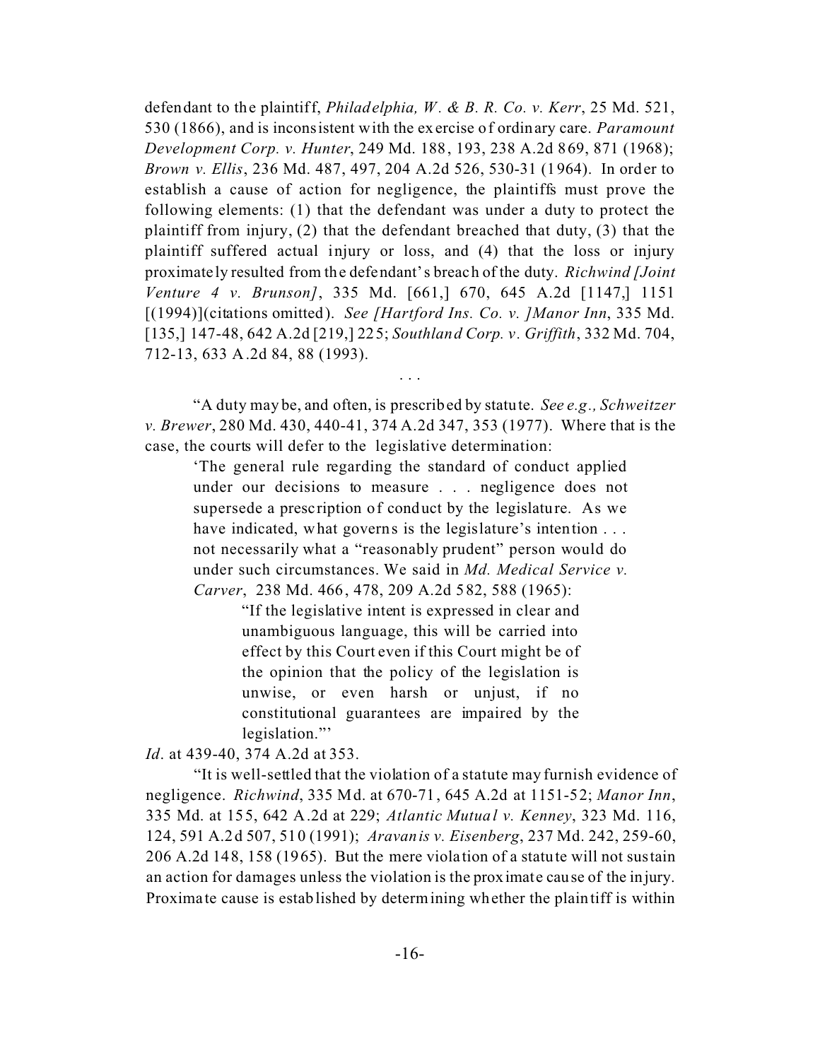defendant to the plaintiff, *Philadelphia, W. & B. R. Co. v. Kerr*, 25 Md. 521, 530 (1866), and is inconsistent with the exercise of ordinary care. *Paramount Development Corp. v. Hunter*, 249 Md. 188, 193, 238 A.2d 869, 871 (1968); *Brown v. Ellis*, 236 Md. 487, 497, 204 A.2d 526, 530-31 (1964). In order to establish a cause of action for negligence, the plaintiffs must prove the following elements: (1) that the defendant was under a duty to protect the plaintiff from injury, (2) that the defendant breached that duty, (3) that the plaintiff suffered actual injury or loss, and (4) that the loss or injury proximately resulted from the defendant's breach of the duty. *Richwind [Joint Venture 4 v. Brunson]*, 335 Md. [661,] 670, 645 A.2d [1147,] 1151 [(1994)](citations omitted). *See [Hartford Ins. Co. v. ]Manor Inn*, 335 Md. [135,] 147-48, 642 A.2d [219,] 225; *Southland Corp. v. Griffith*, 332 Md. 704, 712-13, 633 A.2d 84, 88 (1993).

. . .

"A duty may be, and often, is prescribed by statute. *See e.g., Schweitzer v. Brewer*, 280 Md. 430, 440-41, 374 A.2d 347, 353 (1977). Where that is the case, the courts will defer to the legislative determination:

> 'The general rule regarding the standard of conduct applied under our decisions to measure . . . negligence does not supersede a prescription of conduct by the legislature. As we have indicated, what governs is the legislature's intention . . . not necessarily what a "reasonably prudent" person would do under such circumstances. We said in *Md. Medical Service v. Carver*, 238 Md. 466, 478, 209 A.2d 582, 588 (1965):
>
> > "If the legislative intent is expressed in clear and unambiguous language, this will be carried into effect by this Court even if this Court might be of the opinion that the policy of the legislation is unwise, or even harsh or unjust, if no constitutional guarantees are impaired by the legislation."'

*Id*. at 439-40, 374 A.2d at 353.

"It is well-settled that the violation of a statute may furnish evidence of negligence. *Richwind*, 335 Md. at 670-71, 645 A.2d at 1151-52; *Manor Inn*, 335 Md. at 155, 642 A.2d at 229; *Atlantic Mutual v. Kenney*, 323 Md. 116, 124, 591 A.2d 507, 510 (1991); *Aravanis v. Eisenberg*, 237 Md. 242, 259-60, 206 A.2d 148, 158 (1965). But the mere violation of a statute will not sustain an action for damages unless the violation is the proximate cause of the injury. Proximate cause is established by determining whether the plaintiff is within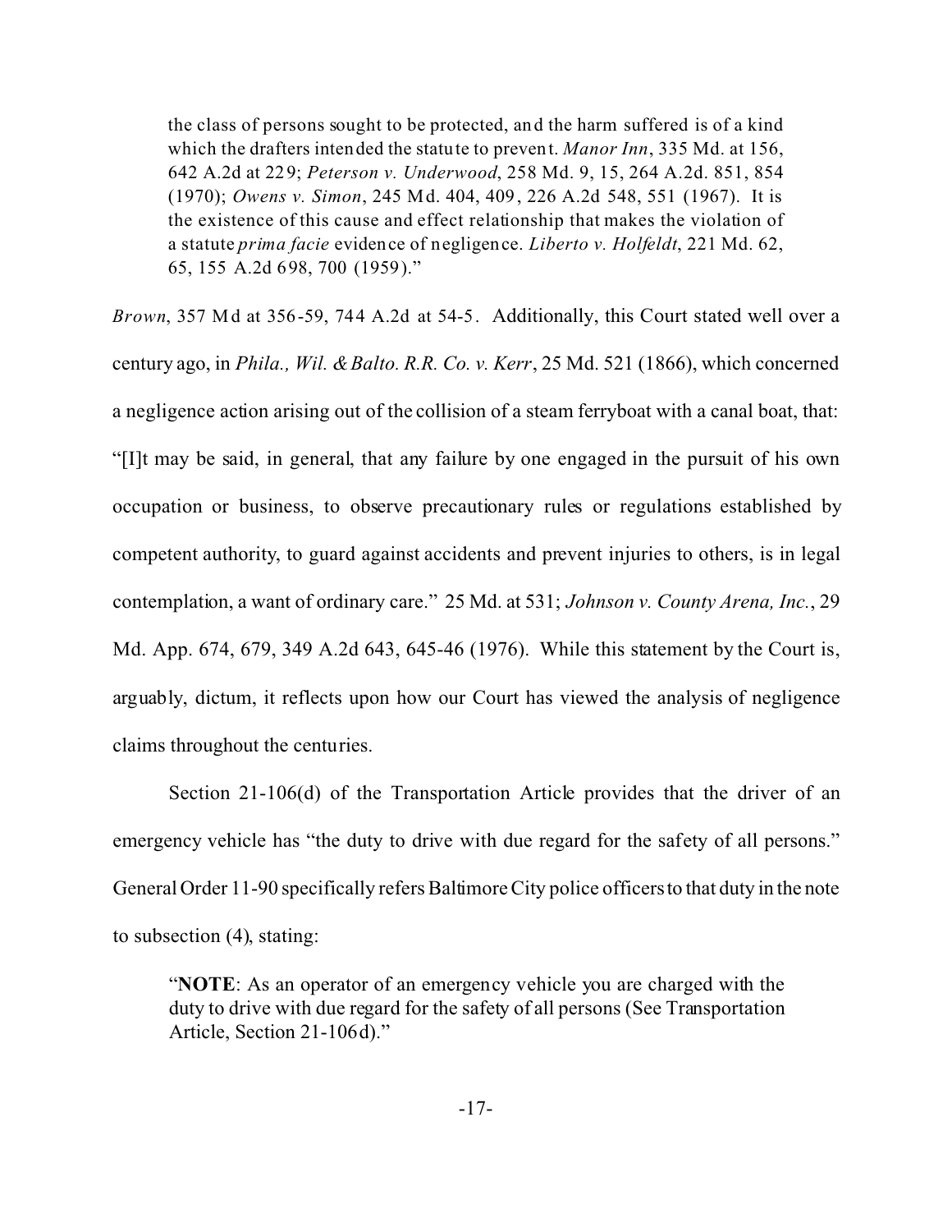the class of persons sought to be protected, and the harm suffered is of a kind which the drafters intended the statute to prevent. *Manor Inn*, 335 Md. at 156, 642 A.2d at 229; *Peterson v. Underwood*, 258 Md. 9, 15, 264 A.2d. 851, 854 (1970); *Owens v. Simon*, 245 Md. 404, 409, 226 A.2d 548, 551 (1967). It is the existence of this cause and effect relationship that makes the violation of a statute *prima facie* evidence of negligence. *Liberto v. Holfeldt*, 221 Md. 62, 65, 155 A.2d 698, 700 (1959)."

*Brown*, 357 Md at 356-59, 744 A.2d at 54-5. Additionally, this Court stated well over a century ago, in *Phila., Wil. & Balto. R.R. Co. v. Kerr*, 25 Md. 521 (1866), which concerned a negligence action arising out of the collision of a steam ferryboat with a canal boat, that: "[I]t may be said, in general, that any failure by one engaged in the pursuit of his own occupation or business, to observe precautionary rules or regulations established by competent authority, to guard against accidents and prevent injuries to others, is in legal contemplation, a want of ordinary care." 25 Md. at 531; *Johnson v. County Arena, Inc.*, 29 Md. App. 674, 679, 349 A.2d 643, 645-46 (1976). While this statement by the Court is, arguably, dictum, it reflects upon how our Court has viewed the analysis of negligence claims throughout the centuries.

Section 21-106(d) of the Transportation Article provides that the driver of an emergency vehicle has "the duty to drive with due regard for the safety of all persons." General Order 11-90 specifically refers Baltimore City police officers to that duty in the note to subsection (4), stating:

> "**NOTE**: As an operator of an emergency vehicle you are charged with the duty to drive with due regard for the safety of all persons (See Transportation Article, Section 21-106d)."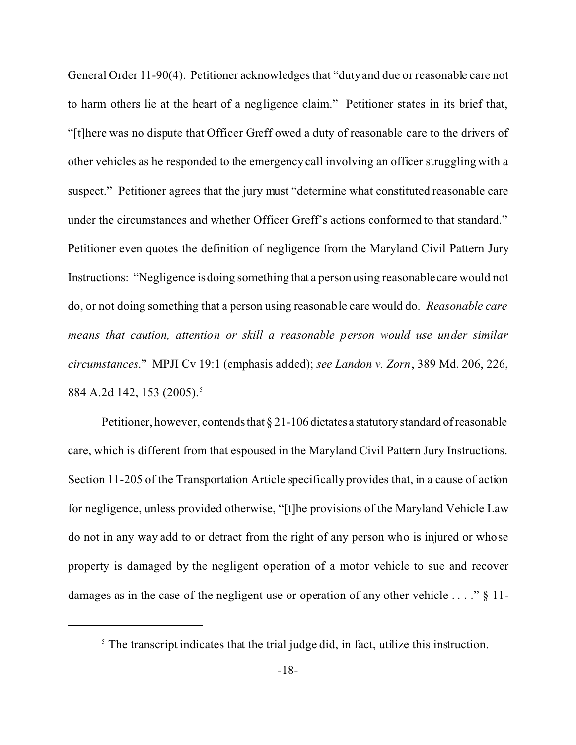General Order 11-90(4). Petitioner acknowledges that "duty and due or reasonable care not to harm others lie at the heart of a negligence claim." Petitioner states in its brief that, "[t]here was no dispute that Officer Greff owed a duty of reasonable care to the drivers of other vehicles as he responded to the emergency call involving an officer struggling with a suspect." Petitioner agrees that the jury must "determine what constituted reasonable care under the circumstances and whether Officer Greff's actions conformed to that standard." Petitioner even quotes the definition of negligence from the Maryland Civil Pattern Jury Instructions: "Negligence is doing something that a person using reasonable care would not do, or not doing something that a person using reasonable care would do. *Reasonable care means that caution, attention or skill a reasonable person would use under similar circumstances*." MPJI Cv 19:1 (emphasis added); *see Landon v. Zorn*, 389 Md. 206, 226, 884 A.2d 142, 153 (2005).[5]

Petitioner, however, contends that § 21-106 dictates a statutory standard of reasonable care, which is different from that espoused in the Maryland Civil Pattern Jury Instructions. Section 11-205 of the Transportation Article specifically provides that, in a cause of action for negligence, unless provided otherwise, "[t]he provisions of the Maryland Vehicle Law do not in any way add to or detract from the right of any person who is injured or whose property is damaged by the negligent operation of a motor vehicle to sue and recover damages as in the case of the negligent use or operation of any other vehicle . . . ." § 11-

[5] The transcript indicates that the trial judge did, in fact, utilize this instruction.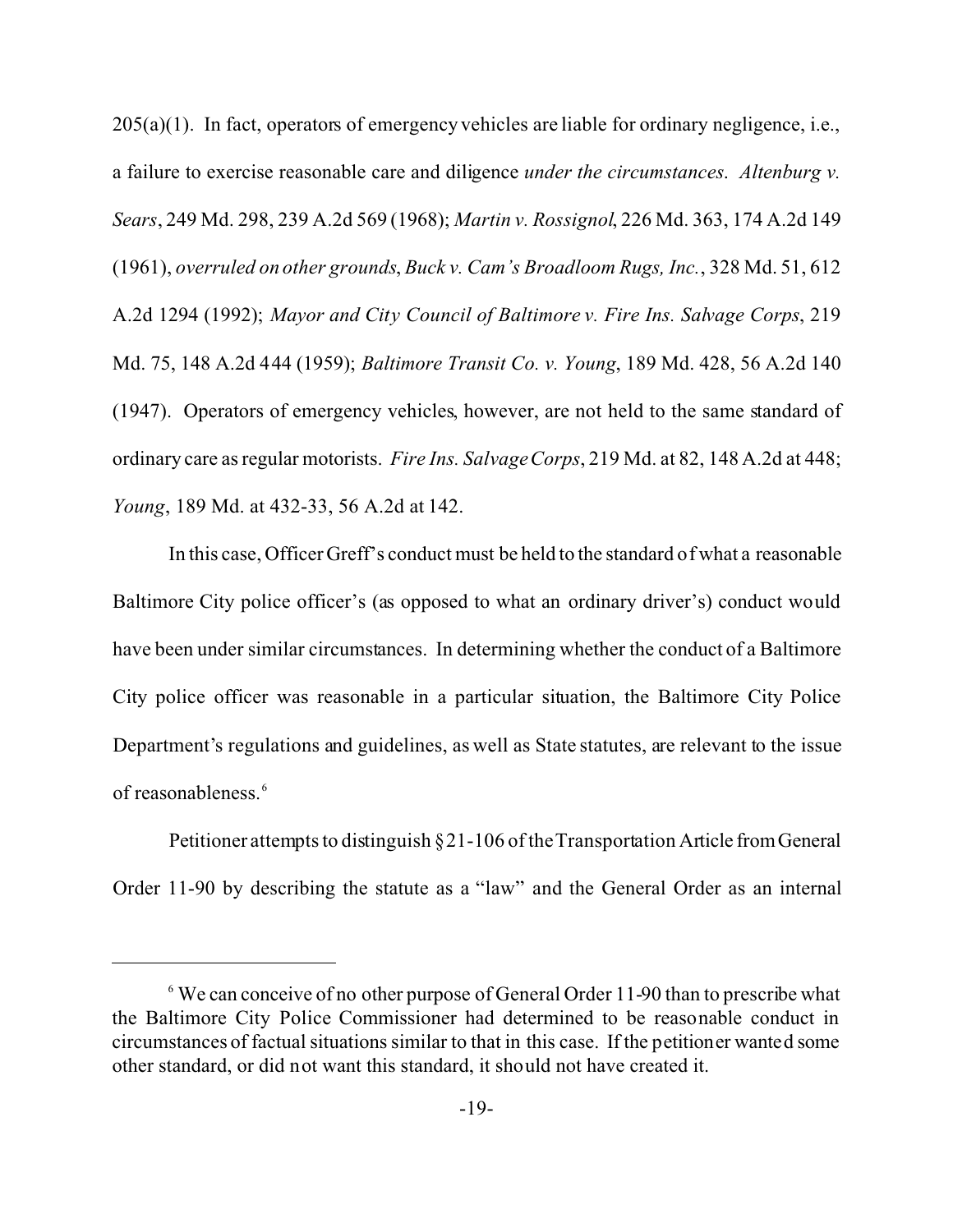205(a)(1). In fact, operators of emergency vehicles are liable for ordinary negligence, i.e., a failure to exercise reasonable care and diligence *under the circumstances*. *Altenburg v. Sears*, 249 Md. 298, 239 A.2d 569 (1968); *Martin v. Rossignol*, 226 Md. 363, 174 A.2d 149 (1961), *overruled on other grounds*, *Buck v. Cam's Broadloom Rugs, Inc.*, 328 Md. 51, 612 A.2d 1294 (1992); *Mayor and City Council of Baltimore v. Fire Ins. Salvage Corps*, 219 Md. 75, 148 A.2d 444 (1959); *Baltimore Transit Co. v. Young*, 189 Md. 428, 56 A.2d 140 (1947). Operators of emergency vehicles, however, are not held to the same standard of ordinary care as regular motorists. *Fire Ins. Salvage Corps*, 219 Md. at 82, 148 A.2d at 448; *Young*, 189 Md. at 432-33, 56 A.2d at 142.

In this case, Officer Greff's conduct must be held to the standard of what a reasonable Baltimore City police officer's (as opposed to what an ordinary driver's) conduct would have been under similar circumstances. In determining whether the conduct of a Baltimore City police officer was reasonable in a particular situation, the Baltimore City Police Department's regulations and guidelines, as well as State statutes, are relevant to the issue of reasonableness.[6]

Petitioner attempts to distinguish § 21-106 of the Transportation Article from General Order 11-90 by describing the statute as a "law" and the General Order as an internal

---

[6] We can conceive of no other purpose of General Order 11-90 than to prescribe what the Baltimore City Police Commissioner had determined to be reasonable conduct in circumstances of factual situations similar to that in this case. If the petitioner wanted some other standard, or did not want this standard, it should not have created it.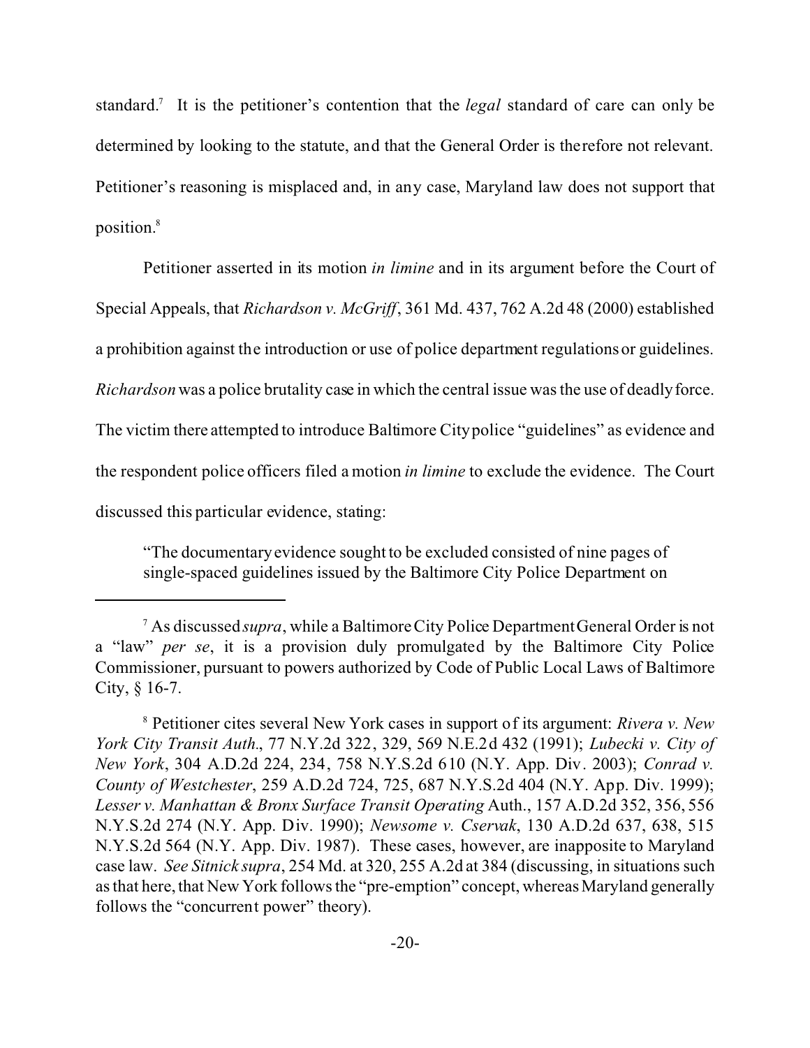standard.[7] It is the petitioner's contention that the *legal* standard of care can only be determined by looking to the statute, and that the General Order is therefore not relevant. Petitioner's reasoning is misplaced and, in any case, Maryland law does not support that position.[8]

Petitioner asserted in its motion *in limine* and in its argument before the Court of Special Appeals, that *Richardson v. McGriff*, 361 Md. 437, 762 A.2d 48 (2000) established a prohibition against the introduction or use of police department regulations or guidelines. *Richardson* was a police brutality case in which the central issue was the use of deadly force. The victim there attempted to introduce Baltimore City police "guidelines" as evidence and the respondent police officers filed a motion *in limine* to exclude the evidence. The Court discussed this particular evidence, stating:

> "The documentary evidence sought to be excluded consisted of nine pages of single-spaced guidelines issued by the Baltimore City Police Department on

---

[7] As discussed *supra*, while a Baltimore City Police Department General Order is not a "law" *per se*, it is a provision duly promulgated by the Baltimore City Police Commissioner, pursuant to powers authorized by Code of Public Local Laws of Baltimore City, § 16-7.

[8] Petitioner cites several New York cases in support of its argument: *Rivera v. New York City Transit Auth*., 77 N.Y.2d 322, 329, 569 N.E.2d 432 (1991); *Lubecki v. City of New York*, 304 A.D.2d 224, 234, 758 N.Y.S.2d 610 (N.Y. App. Div. 2003); *Conrad v. County of Westchester*, 259 A.D.2d 724, 725, 687 N.Y.S.2d 404 (N.Y. App. Div. 1999); *Lesser v. Manhattan & Bronx Surface Transit Operating* Auth., 157 A.D.2d 352, 356, 556 N.Y.S.2d 274 (N.Y. App. Div. 1990); *Newsome v. Cservak*, 130 A.D.2d 637, 638, 515 N.Y.S.2d 564 (N.Y. App. Div. 1987). These cases, however, are inapposite to Maryland case law. *See Sitnick supra*, 254 Md. at 320, 255 A.2d at 384 (discussing, in situations such as that here, that New York follows the "pre-emption" concept, whereas Maryland generally follows the "concurrent power" theory).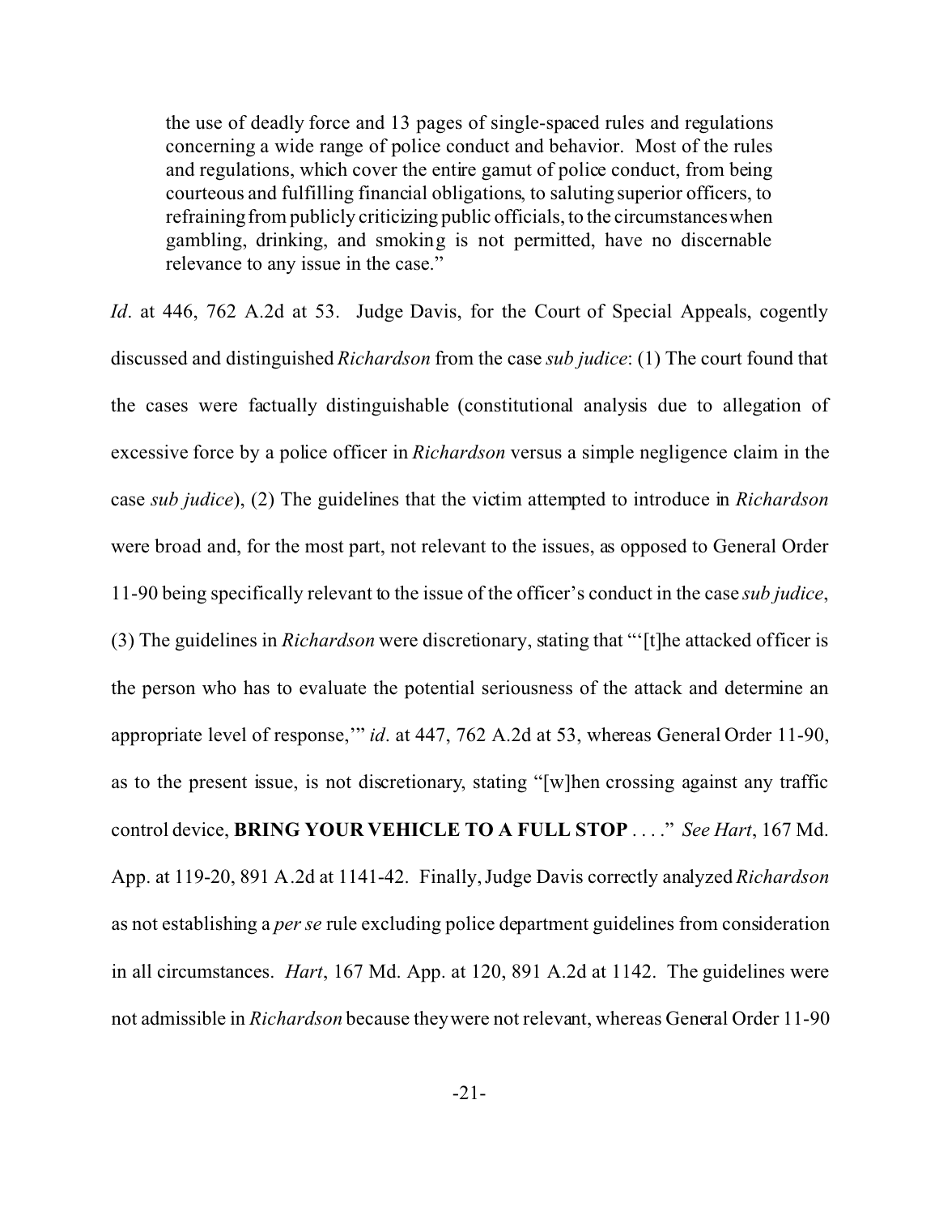> the use of deadly force and 13 pages of single-spaced rules and regulations concerning a wide range of police conduct and behavior. Most of the rules and regulations, which cover the entire gamut of police conduct, from being courteous and fulfilling financial obligations, to saluting superior officers, to refraining from publicly criticizing public officials, to the circumstances when gambling, drinking, and smoking is not permitted, have no discernable relevance to any issue in the case."

*Id*. at 446, 762 A.2d at 53. Judge Davis, for the Court of Special Appeals, cogently discussed and distinguished *Richardson* from the case *sub judice*: (1) The court found that the cases were factually distinguishable (constitutional analysis due to allegation of excessive force by a police officer in *Richardson* versus a simple negligence claim in the case *sub judice*), (2) The guidelines that the victim attempted to introduce in *Richardson* were broad and, for the most part, not relevant to the issues, as opposed to General Order 11-90 being specifically relevant to the issue of the officer's conduct in the case *sub judice*, (3) The guidelines in *Richardson* were discretionary, stating that "'[t]he attacked officer is the person who has to evaluate the potential seriousness of the attack and determine an appropriate level of response,'" *id*. at 447, 762 A.2d at 53, whereas General Order 11-90, as to the present issue, is not discretionary, stating "[w]hen crossing against any traffic control device, **BRING YOUR VEHICLE TO A FULL STOP** . . . ." *See Hart*, 167 Md. App. at 119-20, 891 A.2d at 1141-42. Finally, Judge Davis correctly analyzed *Richardson* as not establishing a *per se* rule excluding police department guidelines from consideration in all circumstances. *Hart*, 167 Md. App. at 120, 891 A.2d at 1142. The guidelines were not admissible in *Richardson* because they were not relevant, whereas General Order 11-90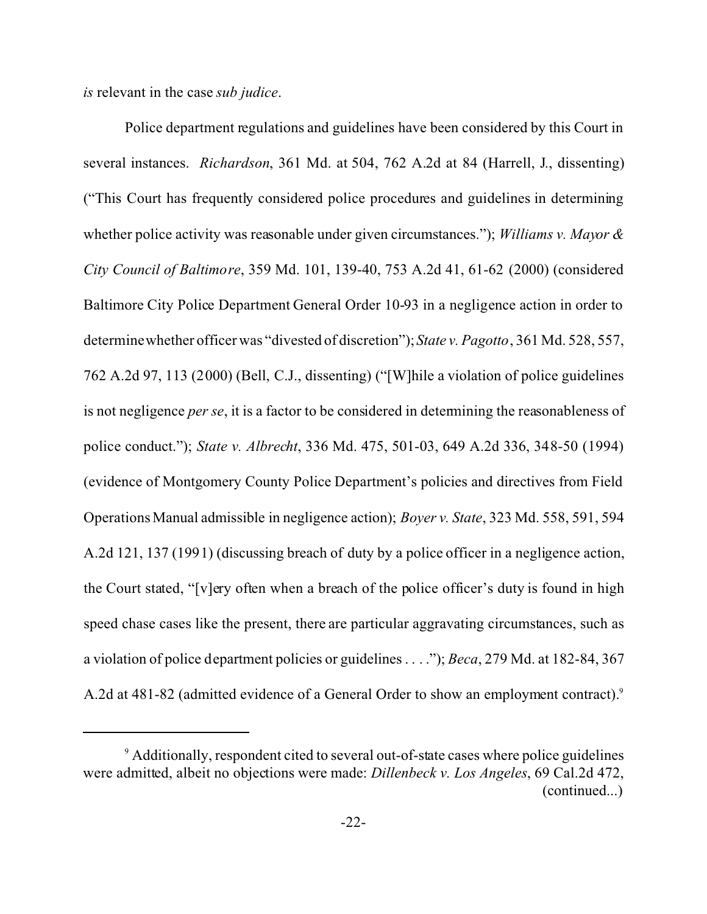*is* relevant in the case *sub judice*.

Police department regulations and guidelines have been considered by this Court in several instances. *Richardson*, 361 Md. at 504, 762 A.2d at 84 (Harrell, J., dissenting) ("This Court has frequently considered police procedures and guidelines in determining whether police activity was reasonable under given circumstances."); *Williams v. Mayor & City Council of Baltimore*, 359 Md. 101, 139-40, 753 A.2d 41, 61-62 (2000) (considered Baltimore City Police Department General Order 10-93 in a negligence action in order to determine whether officer was "divested of discretion"); *State v. Pagotto*, 361 Md. 528, 557, 762 A.2d 97, 113 (2000) (Bell, C.J., dissenting) ("[W]hile a violation of police guidelines is not negligence *per se*, it is a factor to be considered in determining the reasonableness of police conduct."); *State v. Albrecht*, 336 Md. 475, 501-03, 649 A.2d 336, 348-50 (1994) (evidence of Montgomery County Police Department's policies and directives from Field Operations Manual admissible in negligence action); *Boyer v. State*, 323 Md. 558, 591, 594 A.2d 121, 137 (1991) (discussing breach of duty by a police officer in a negligence action, the Court stated, "[v]ery often when a breach of the police officer's duty is found in high speed chase cases like the present, there are particular aggravating circumstances, such as a violation of police department policies or guidelines . . . ."); *Beca*, 279 Md. at 182-84, 367 A.2d at 481-82 (admitted evidence of a General Order to show an employment contract).[9]

---

[9] Additionally, respondent cited to several out-of-state cases where police guidelines were admitted, albeit no objections were made: *Dillenbeck v. Los Angeles*, 69 Cal.2d 472, (continued...)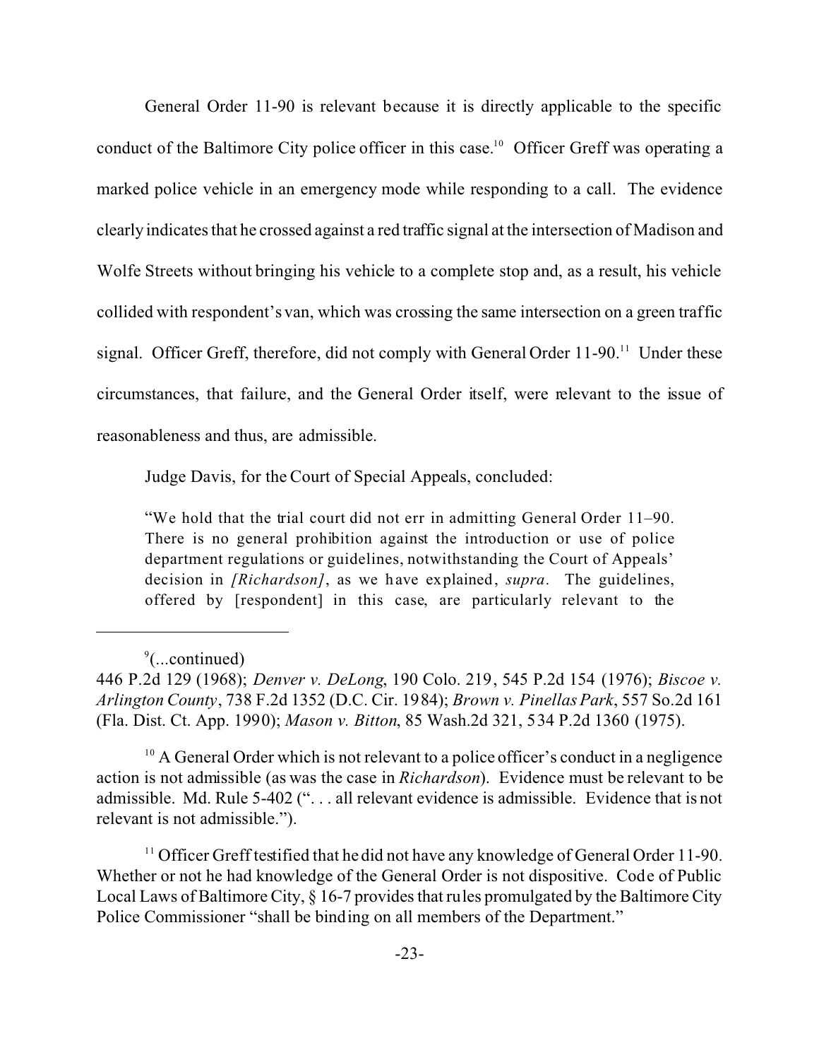General Order 11-90 is relevant because it is directly applicable to the specific conduct of the Baltimore City police officer in this case.[10] Officer Greff was operating a marked police vehicle in an emergency mode while responding to a call. The evidence clearly indicates that he crossed against a red traffic signal at the intersection of Madison and Wolfe Streets without bringing his vehicle to a complete stop and, as a result, his vehicle collided with respondent's van, which was crossing the same intersection on a green traffic signal. Officer Greff, therefore, did not comply with General Order 11-90.[11] Under these circumstances, that failure, and the General Order itself, were relevant to the issue of reasonableness and thus, are admissible.

Judge Davis, for the Court of Special Appeals, concluded:

> "We hold that the trial court did not err in admitting General Order 11–90. There is no general prohibition against the introduction or use of police department regulations or guidelines, notwithstanding the Court of Appeals' decision in *[Richardson]*, as we have explained, *supra*. The guidelines, offered by [respondent] in this case, are particularly relevant to the

---

[9](...continued)
446 P.2d 129 (1968); *Denver v. DeLong*, 190 Colo. 219, 545 P.2d 154 (1976); *Biscoe v. Arlington County*, 738 F.2d 1352 (D.C. Cir. 1984); *Brown v. Pinellas Park*, 557 So.2d 161 (Fla. Dist. Ct. App. 1990); *Mason v. Bitton*, 85 Wash.2d 321, 534 P.2d 1360 (1975).

[10] A General Order which is not relevant to a police officer's conduct in a negligence action is not admissible (as was the case in *Richardson*). Evidence must be relevant to be admissible. Md. Rule 5-402 (". . . all relevant evidence is admissible. Evidence that is not relevant is not admissible.").

[11] Officer Greff testified that he did not have any knowledge of General Order 11-90. Whether or not he had knowledge of the General Order is not dispositive. Code of Public Local Laws of Baltimore City, § 16-7 provides that rules promulgated by the Baltimore City Police Commissioner "shall be binding on all members of the Department."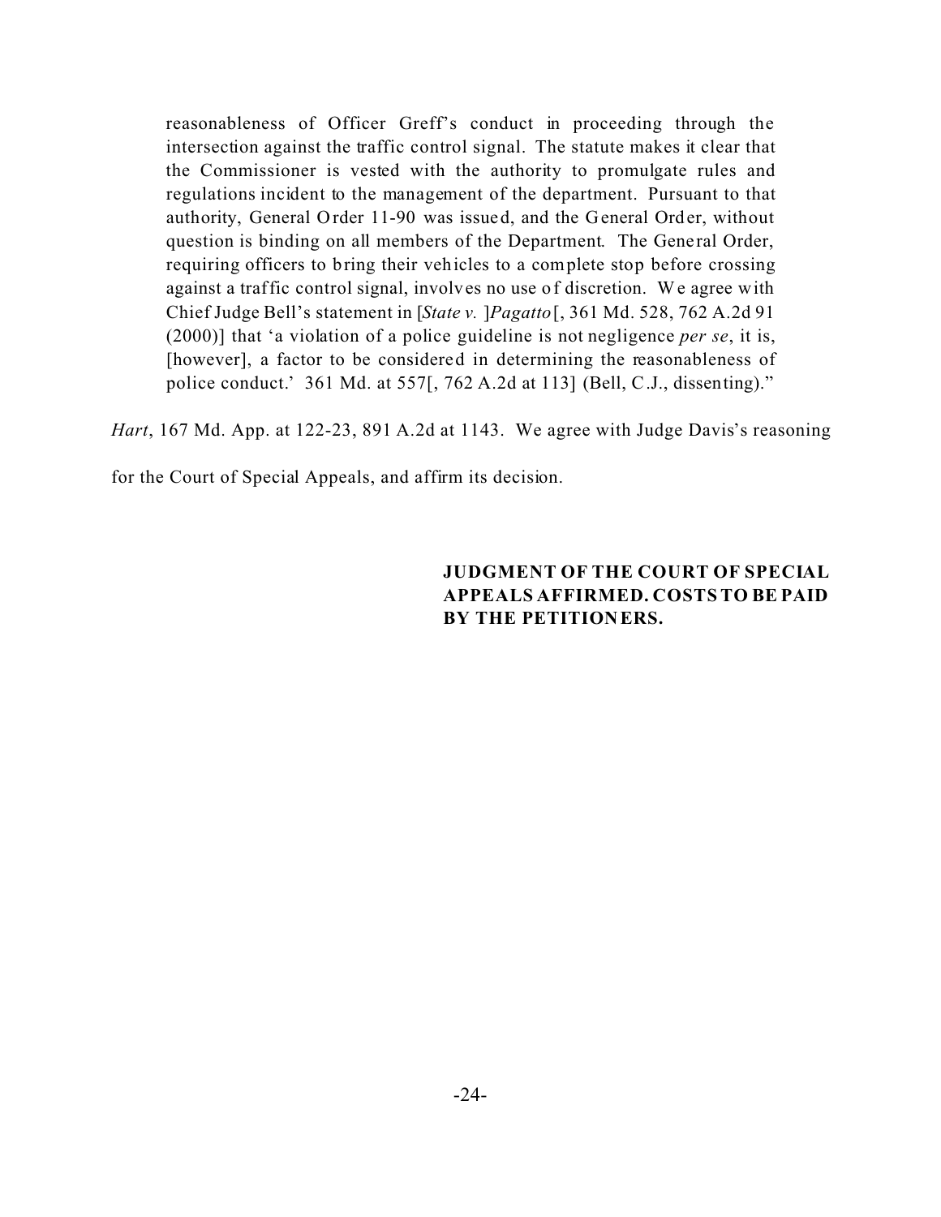> reasonableness of Officer Greff's conduct in proceeding through the intersection against the traffic control signal. The statute makes it clear that the Commissioner is vested with the authority to promulgate rules and regulations incident to the management of the department. Pursuant to that authority, General Order 11-90 was issued, and the General Order, without question is binding on all members of the Department. The General Order, requiring officers to bring their vehicles to a complete stop before crossing against a traffic control signal, involves no use of discretion. We agree with Chief Judge Bell's statement in [*State v.* ]*Pagatto*[, 361 Md. 528, 762 A.2d 91 (2000)] that 'a violation of a police guideline is not negligence *per se*, it is, [however], a factor to be considered in determining the reasonableness of police conduct.' 361 Md. at 557[, 762 A.2d at 113] (Bell, C.J., dissenting)."

*Hart*, 167 Md. App. at 122-23, 891 A.2d at 1143. We agree with Judge Davis's reasoning for the Court of Special Appeals, and affirm its decision.

**JUDGMENT OF THE COURT OF SPECIAL APPEALS AFFIRMED. COSTS TO BE PAID BY THE PETITIONERS.**